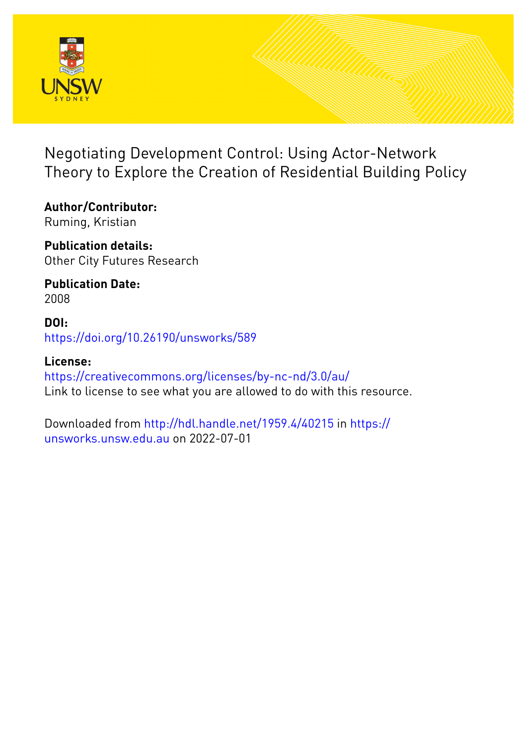# Negotiating Development Control: Using Actor-Network Theory to Explore the Creation of Residential Building Policy

**Author/Contributor:**
Ruming, Kristian

**Publication details:**
Other City Futures Research

**Publication Date:**
2008

**DOI:**
https://doi.org/10.26190/unsworks/589

**License:**
https://creativecommons.org/licenses/by-nc-nd/3.0/au/
Link to license to see what you are allowed to do with this resource.

Downloaded from http://hdl.handle.net/1959.4/40215 in https://unsworks.unsw.edu.au on 2022-07-01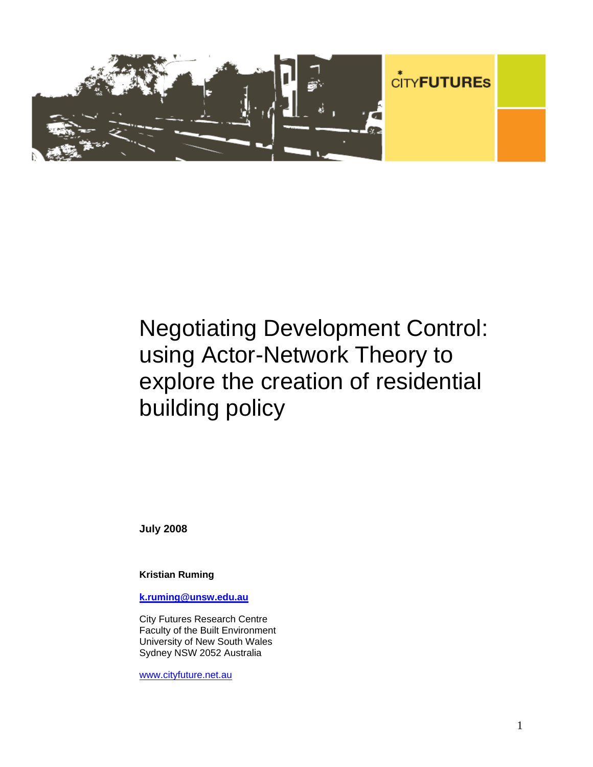CITYFUTURES

# Negotiating Development Control: using Actor-Network Theory to explore the creation of residential building policy

**July 2008**

**Kristian Ruming**

**k.ruming@unsw.edu.au**

City Futures Research Centre
Faculty of the Built Environment
University of New South Wales
Sydney NSW 2052 Australia

www.cityfuture.net.au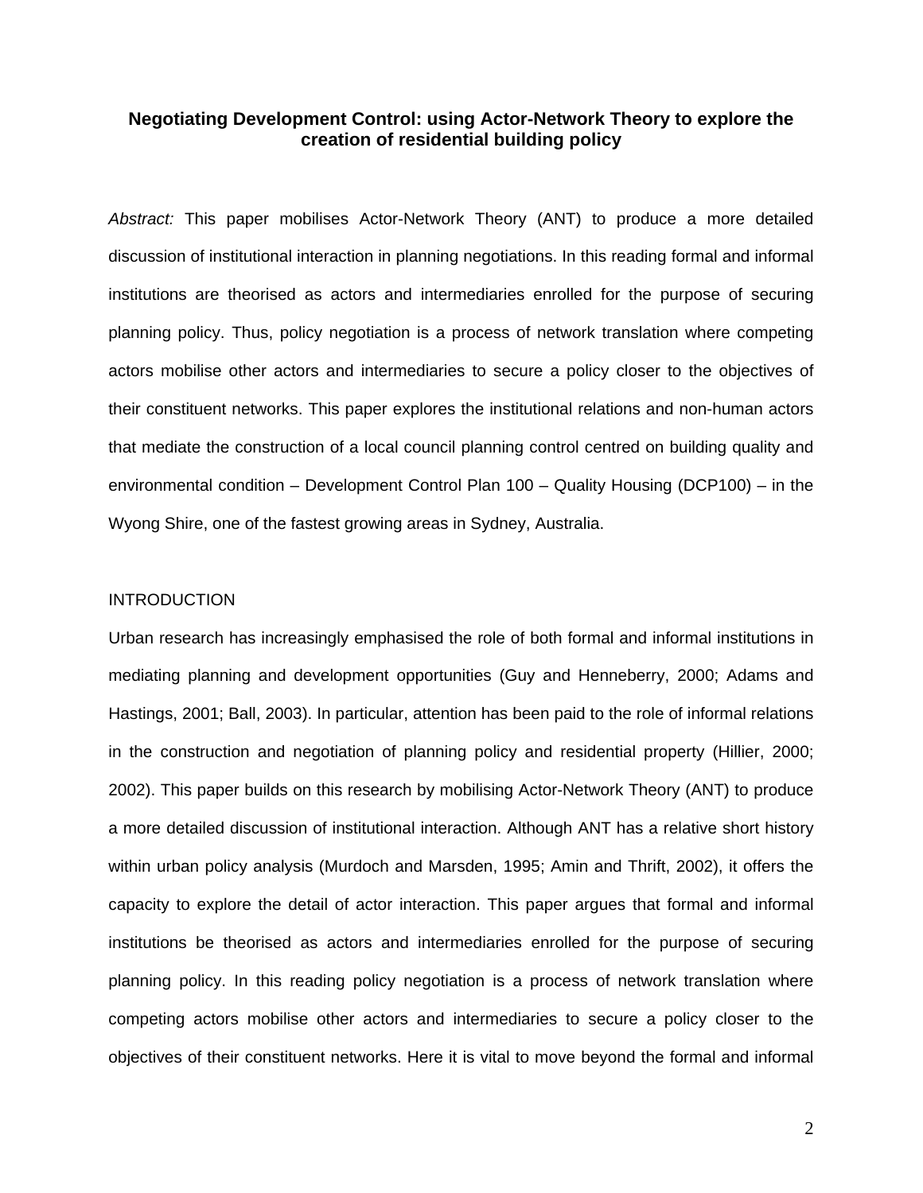# Negotiating Development Control: using Actor-Network Theory to explore the creation of residential building policy

*Abstract:* This paper mobilises Actor-Network Theory (ANT) to produce a more detailed discussion of institutional interaction in planning negotiations. In this reading formal and informal institutions are theorised as actors and intermediaries enrolled for the purpose of securing planning policy. Thus, policy negotiation is a process of network translation where competing actors mobilise other actors and intermediaries to secure a policy closer to the objectives of their constituent networks. This paper explores the institutional relations and non-human actors that mediate the construction of a local council planning control centred on building quality and environmental condition – Development Control Plan 100 – Quality Housing (DCP100) – in the Wyong Shire, one of the fastest growing areas in Sydney, Australia.

## INTRODUCTION

Urban research has increasingly emphasised the role of both formal and informal institutions in mediating planning and development opportunities (Guy and Henneberry, 2000; Adams and Hastings, 2001; Ball, 2003). In particular, attention has been paid to the role of informal relations in the construction and negotiation of planning policy and residential property (Hillier, 2000; 2002). This paper builds on this research by mobilising Actor-Network Theory (ANT) to produce a more detailed discussion of institutional interaction. Although ANT has a relative short history within urban policy analysis (Murdoch and Marsden, 1995; Amin and Thrift, 2002), it offers the capacity to explore the detail of actor interaction. This paper argues that formal and informal institutions be theorised as actors and intermediaries enrolled for the purpose of securing planning policy. In this reading policy negotiation is a process of network translation where competing actors mobilise other actors and intermediaries to secure a policy closer to the objectives of their constituent networks. Here it is vital to move beyond the formal and informal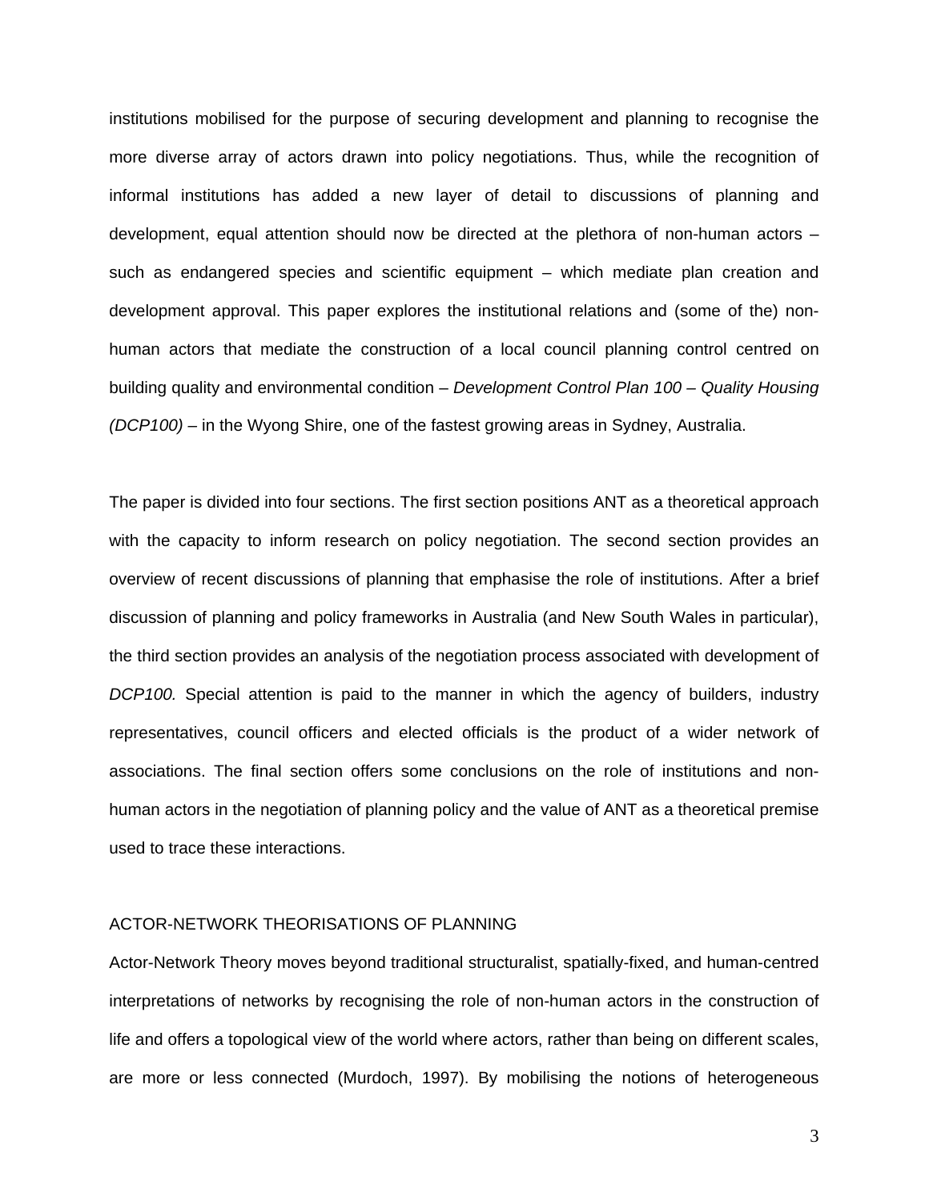institutions mobilised for the purpose of securing development and planning to recognise the more diverse array of actors drawn into policy negotiations. Thus, while the recognition of informal institutions has added a new layer of detail to discussions of planning and development, equal attention should now be directed at the plethora of non-human actors – such as endangered species and scientific equipment – which mediate plan creation and development approval. This paper explores the institutional relations and (some of the) non-human actors that mediate the construction of a local council planning control centred on building quality and environmental condition – *Development Control Plan 100 – Quality Housing (DCP100)* – in the Wyong Shire, one of the fastest growing areas in Sydney, Australia.

The paper is divided into four sections. The first section positions ANT as a theoretical approach with the capacity to inform research on policy negotiation. The second section provides an overview of recent discussions of planning that emphasise the role of institutions. After a brief discussion of planning and policy frameworks in Australia (and New South Wales in particular), the third section provides an analysis of the negotiation process associated with development of *DCP100.* Special attention is paid to the manner in which the agency of builders, industry representatives, council officers and elected officials is the product of a wider network of associations. The final section offers some conclusions on the role of institutions and non-human actors in the negotiation of planning policy and the value of ANT as a theoretical premise used to trace these interactions.

## ACTOR-NETWORK THEORISATIONS OF PLANNING

Actor-Network Theory moves beyond traditional structuralist, spatially-fixed, and human-centred interpretations of networks by recognising the role of non-human actors in the construction of life and offers a topological view of the world where actors, rather than being on different scales, are more or less connected (Murdoch, 1997). By mobilising the notions of heterogeneous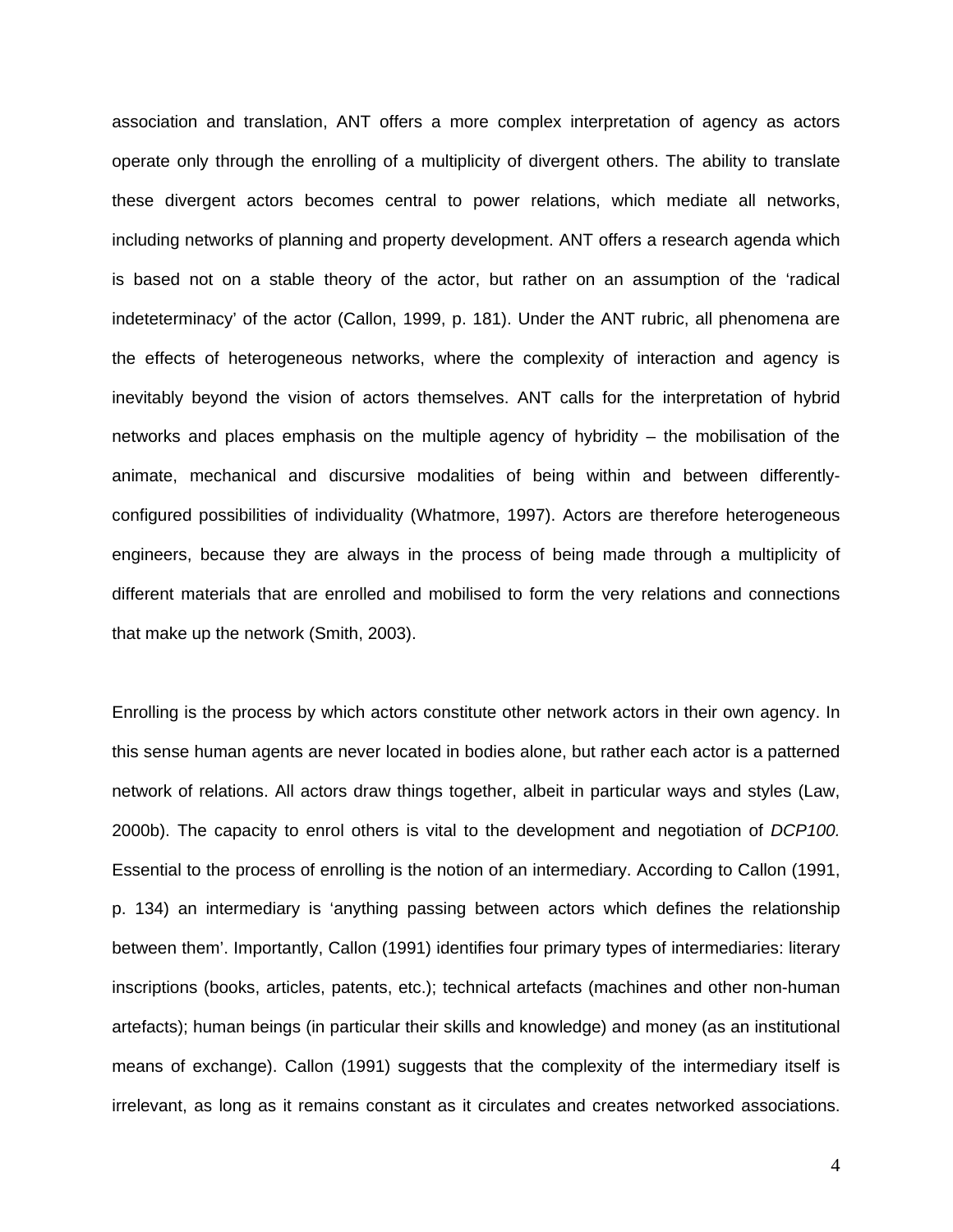association and translation, ANT offers a more complex interpretation of agency as actors operate only through the enrolling of a multiplicity of divergent others. The ability to translate these divergent actors becomes central to power relations, which mediate all networks, including networks of planning and property development. ANT offers a research agenda which is based not on a stable theory of the actor, but rather on an assumption of the 'radical indeteterminacy' of the actor (Callon, 1999, p. 181). Under the ANT rubric, all phenomena are the effects of heterogeneous networks, where the complexity of interaction and agency is inevitably beyond the vision of actors themselves. ANT calls for the interpretation of hybrid networks and places emphasis on the multiple agency of hybridity – the mobilisation of the animate, mechanical and discursive modalities of being within and between differently-configured possibilities of individuality (Whatmore, 1997). Actors are therefore heterogeneous engineers, because they are always in the process of being made through a multiplicity of different materials that are enrolled and mobilised to form the very relations and connections that make up the network (Smith, 2003).

Enrolling is the process by which actors constitute other network actors in their own agency. In this sense human agents are never located in bodies alone, but rather each actor is a patterned network of relations. All actors draw things together, albeit in particular ways and styles (Law, 2000b). The capacity to enrol others is vital to the development and negotiation of *DCP100.* Essential to the process of enrolling is the notion of an intermediary. According to Callon (1991, p. 134) an intermediary is 'anything passing between actors which defines the relationship between them'. Importantly, Callon (1991) identifies four primary types of intermediaries: literary inscriptions (books, articles, patents, etc.); technical artefacts (machines and other non-human artefacts); human beings (in particular their skills and knowledge) and money (as an institutional means of exchange). Callon (1991) suggests that the complexity of the intermediary itself is irrelevant, as long as it remains constant as it circulates and creates networked associations.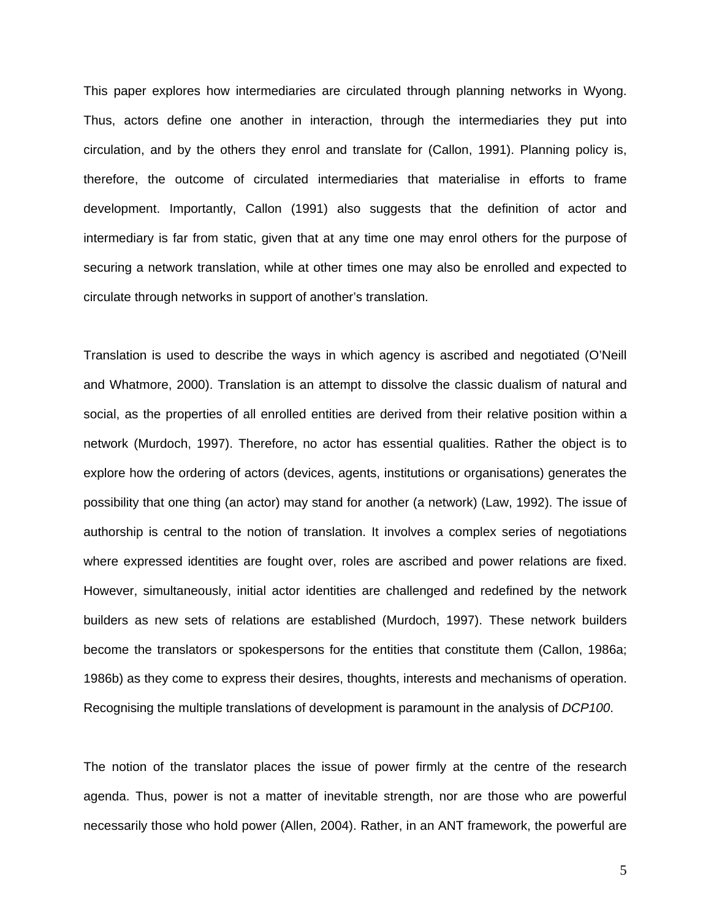This paper explores how intermediaries are circulated through planning networks in Wyong. Thus, actors define one another in interaction, through the intermediaries they put into circulation, and by the others they enrol and translate for (Callon, 1991). Planning policy is, therefore, the outcome of circulated intermediaries that materialise in efforts to frame development. Importantly, Callon (1991) also suggests that the definition of actor and intermediary is far from static, given that at any time one may enrol others for the purpose of securing a network translation, while at other times one may also be enrolled and expected to circulate through networks in support of another's translation.

Translation is used to describe the ways in which agency is ascribed and negotiated (O'Neill and Whatmore, 2000). Translation is an attempt to dissolve the classic dualism of natural and social, as the properties of all enrolled entities are derived from their relative position within a network (Murdoch, 1997). Therefore, no actor has essential qualities. Rather the object is to explore how the ordering of actors (devices, agents, institutions or organisations) generates the possibility that one thing (an actor) may stand for another (a network) (Law, 1992). The issue of authorship is central to the notion of translation. It involves a complex series of negotiations where expressed identities are fought over, roles are ascribed and power relations are fixed. However, simultaneously, initial actor identities are challenged and redefined by the network builders as new sets of relations are established (Murdoch, 1997). These network builders become the translators or spokespersons for the entities that constitute them (Callon, 1986a; 1986b) as they come to express their desires, thoughts, interests and mechanisms of operation. Recognising the multiple translations of development is paramount in the analysis of *DCP100*.

The notion of the translator places the issue of power firmly at the centre of the research agenda. Thus, power is not a matter of inevitable strength, nor are those who are powerful necessarily those who hold power (Allen, 2004). Rather, in an ANT framework, the powerful are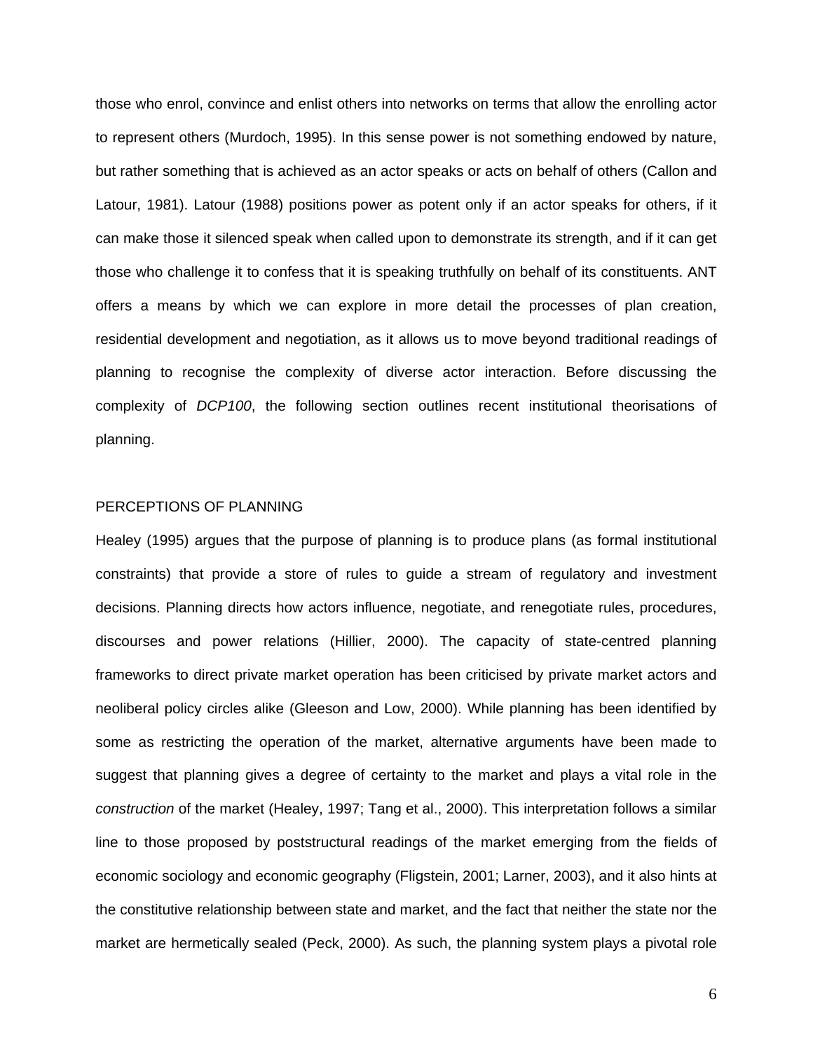those who enrol, convince and enlist others into networks on terms that allow the enrolling actor to represent others (Murdoch, 1995). In this sense power is not something endowed by nature, but rather something that is achieved as an actor speaks or acts on behalf of others (Callon and Latour, 1981). Latour (1988) positions power as potent only if an actor speaks for others, if it can make those it silenced speak when called upon to demonstrate its strength, and if it can get those who challenge it to confess that it is speaking truthfully on behalf of its constituents. ANT offers a means by which we can explore in more detail the processes of plan creation, residential development and negotiation, as it allows us to move beyond traditional readings of planning to recognise the complexity of diverse actor interaction. Before discussing the complexity of *DCP100*, the following section outlines recent institutional theorisations of planning.

## PERCEPTIONS OF PLANNING

Healey (1995) argues that the purpose of planning is to produce plans (as formal institutional constraints) that provide a store of rules to guide a stream of regulatory and investment decisions. Planning directs how actors influence, negotiate, and renegotiate rules, procedures, discourses and power relations (Hillier, 2000). The capacity of state-centred planning frameworks to direct private market operation has been criticised by private market actors and neoliberal policy circles alike (Gleeson and Low, 2000). While planning has been identified by some as restricting the operation of the market, alternative arguments have been made to suggest that planning gives a degree of certainty to the market and plays a vital role in the *construction* of the market (Healey, 1997; Tang et al., 2000). This interpretation follows a similar line to those proposed by poststructural readings of the market emerging from the fields of economic sociology and economic geography (Fligstein, 2001; Larner, 2003), and it also hints at the constitutive relationship between state and market, and the fact that neither the state nor the market are hermetically sealed (Peck, 2000). As such, the planning system plays a pivotal role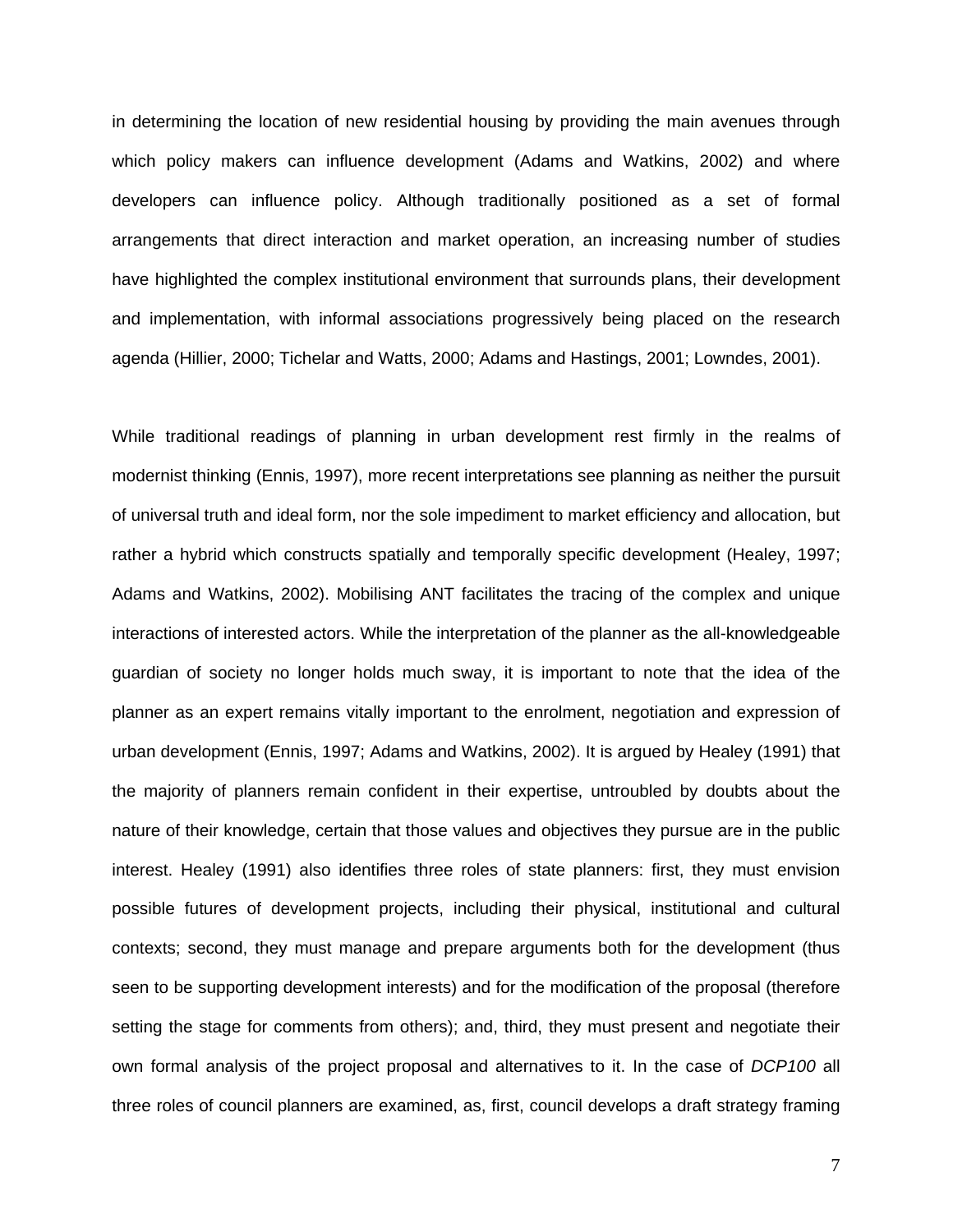in determining the location of new residential housing by providing the main avenues through which policy makers can influence development (Adams and Watkins, 2002) and where developers can influence policy. Although traditionally positioned as a set of formal arrangements that direct interaction and market operation, an increasing number of studies have highlighted the complex institutional environment that surrounds plans, their development and implementation, with informal associations progressively being placed on the research agenda (Hillier, 2000; Tichelar and Watts, 2000; Adams and Hastings, 2001; Lowndes, 2001).

While traditional readings of planning in urban development rest firmly in the realms of modernist thinking (Ennis, 1997), more recent interpretations see planning as neither the pursuit of universal truth and ideal form, nor the sole impediment to market efficiency and allocation, but rather a hybrid which constructs spatially and temporally specific development (Healey, 1997; Adams and Watkins, 2002). Mobilising ANT facilitates the tracing of the complex and unique interactions of interested actors. While the interpretation of the planner as the all-knowledgeable guardian of society no longer holds much sway, it is important to note that the idea of the planner as an expert remains vitally important to the enrolment, negotiation and expression of urban development (Ennis, 1997; Adams and Watkins, 2002). It is argued by Healey (1991) that the majority of planners remain confident in their expertise, untroubled by doubts about the nature of their knowledge, certain that those values and objectives they pursue are in the public interest. Healey (1991) also identifies three roles of state planners: first, they must envision possible futures of development projects, including their physical, institutional and cultural contexts; second, they must manage and prepare arguments both for the development (thus seen to be supporting development interests) and for the modification of the proposal (therefore setting the stage for comments from others); and, third, they must present and negotiate their own formal analysis of the project proposal and alternatives to it. In the case of *DCP100* all three roles of council planners are examined, as, first, council develops a draft strategy framing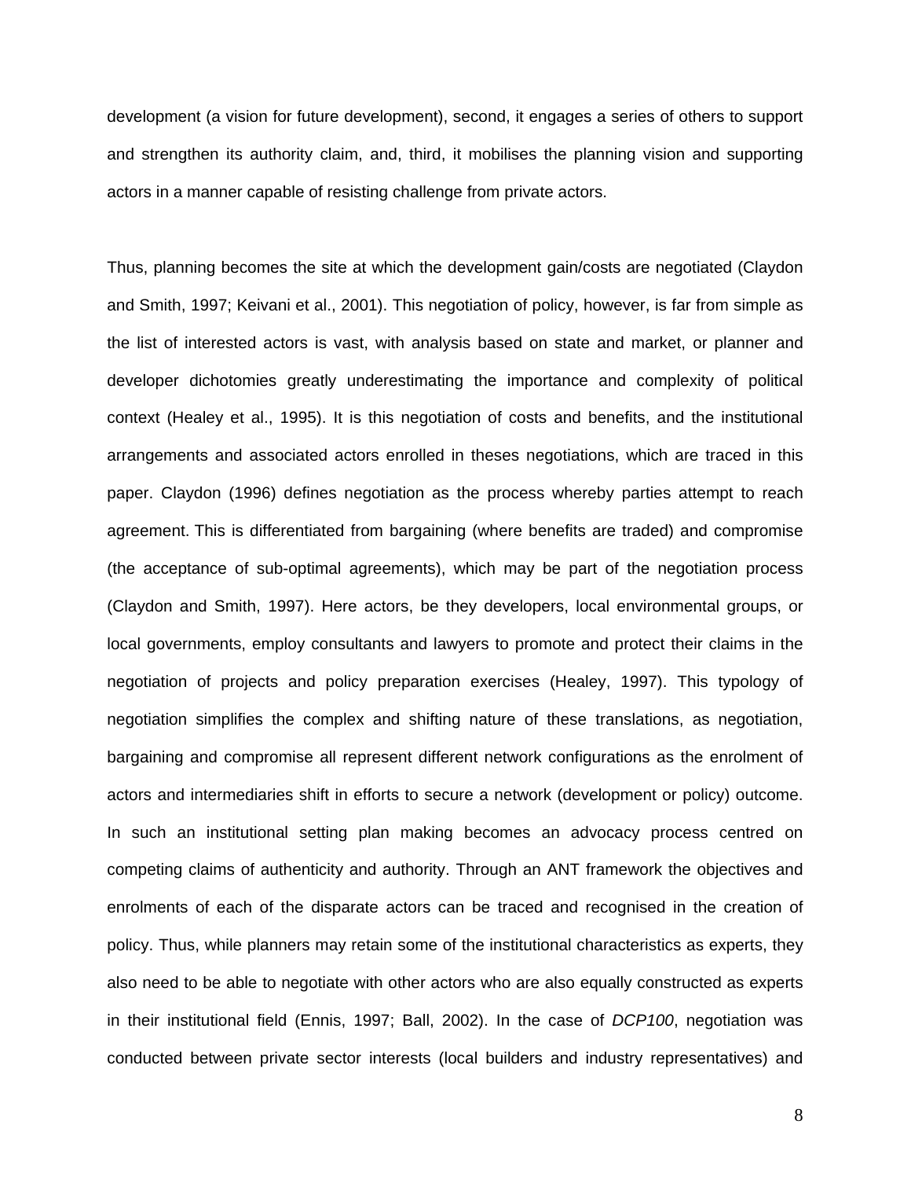development (a vision for future development), second, it engages a series of others to support and strengthen its authority claim, and, third, it mobilises the planning vision and supporting actors in a manner capable of resisting challenge from private actors.

Thus, planning becomes the site at which the development gain/costs are negotiated (Claydon and Smith, 1997; Keivani et al., 2001). This negotiation of policy, however, is far from simple as the list of interested actors is vast, with analysis based on state and market, or planner and developer dichotomies greatly underestimating the importance and complexity of political context (Healey et al., 1995). It is this negotiation of costs and benefits, and the institutional arrangements and associated actors enrolled in theses negotiations, which are traced in this paper. Claydon (1996) defines negotiation as the process whereby parties attempt to reach agreement. This is differentiated from bargaining (where benefits are traded) and compromise (the acceptance of sub-optimal agreements), which may be part of the negotiation process (Claydon and Smith, 1997). Here actors, be they developers, local environmental groups, or local governments, employ consultants and lawyers to promote and protect their claims in the negotiation of projects and policy preparation exercises (Healey, 1997). This typology of negotiation simplifies the complex and shifting nature of these translations, as negotiation, bargaining and compromise all represent different network configurations as the enrolment of actors and intermediaries shift in efforts to secure a network (development or policy) outcome. In such an institutional setting plan making becomes an advocacy process centred on competing claims of authenticity and authority. Through an ANT framework the objectives and enrolments of each of the disparate actors can be traced and recognised in the creation of policy. Thus, while planners may retain some of the institutional characteristics as experts, they also need to be able to negotiate with other actors who are also equally constructed as experts in their institutional field (Ennis, 1997; Ball, 2002). In the case of *DCP100*, negotiation was conducted between private sector interests (local builders and industry representatives) and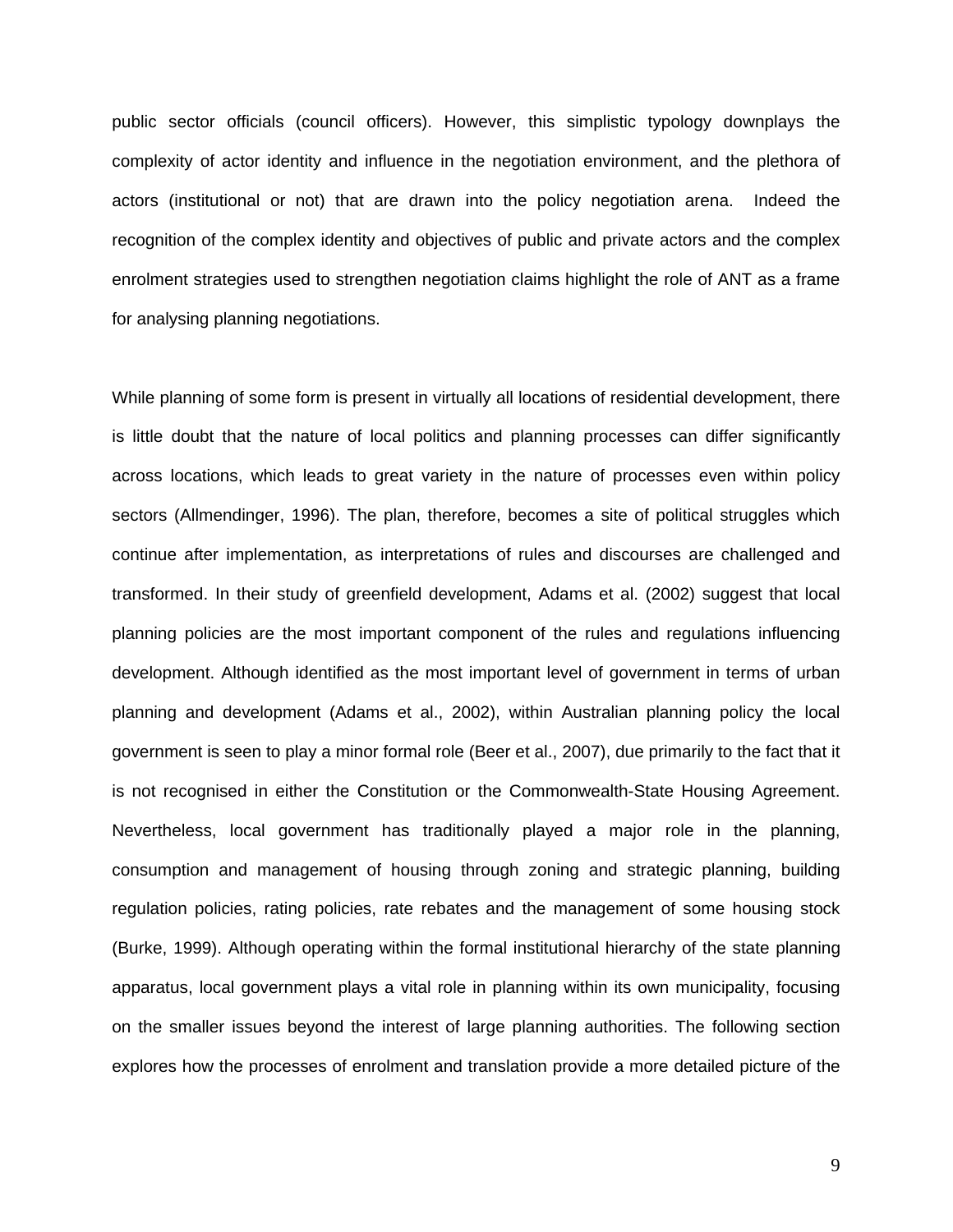public sector officials (council officers). However, this simplistic typology downplays the complexity of actor identity and influence in the negotiation environment, and the plethora of actors (institutional or not) that are drawn into the policy negotiation arena. Indeed the recognition of the complex identity and objectives of public and private actors and the complex enrolment strategies used to strengthen negotiation claims highlight the role of ANT as a frame for analysing planning negotiations.

While planning of some form is present in virtually all locations of residential development, there is little doubt that the nature of local politics and planning processes can differ significantly across locations, which leads to great variety in the nature of processes even within policy sectors (Allmendinger, 1996). The plan, therefore, becomes a site of political struggles which continue after implementation, as interpretations of rules and discourses are challenged and transformed. In their study of greenfield development, Adams et al. (2002) suggest that local planning policies are the most important component of the rules and regulations influencing development. Although identified as the most important level of government in terms of urban planning and development (Adams et al., 2002), within Australian planning policy the local government is seen to play a minor formal role (Beer et al., 2007), due primarily to the fact that it is not recognised in either the Constitution or the Commonwealth-State Housing Agreement. Nevertheless, local government has traditionally played a major role in the planning, consumption and management of housing through zoning and strategic planning, building regulation policies, rating policies, rate rebates and the management of some housing stock (Burke, 1999). Although operating within the formal institutional hierarchy of the state planning apparatus, local government plays a vital role in planning within its own municipality, focusing on the smaller issues beyond the interest of large planning authorities. The following section explores how the processes of enrolment and translation provide a more detailed picture of the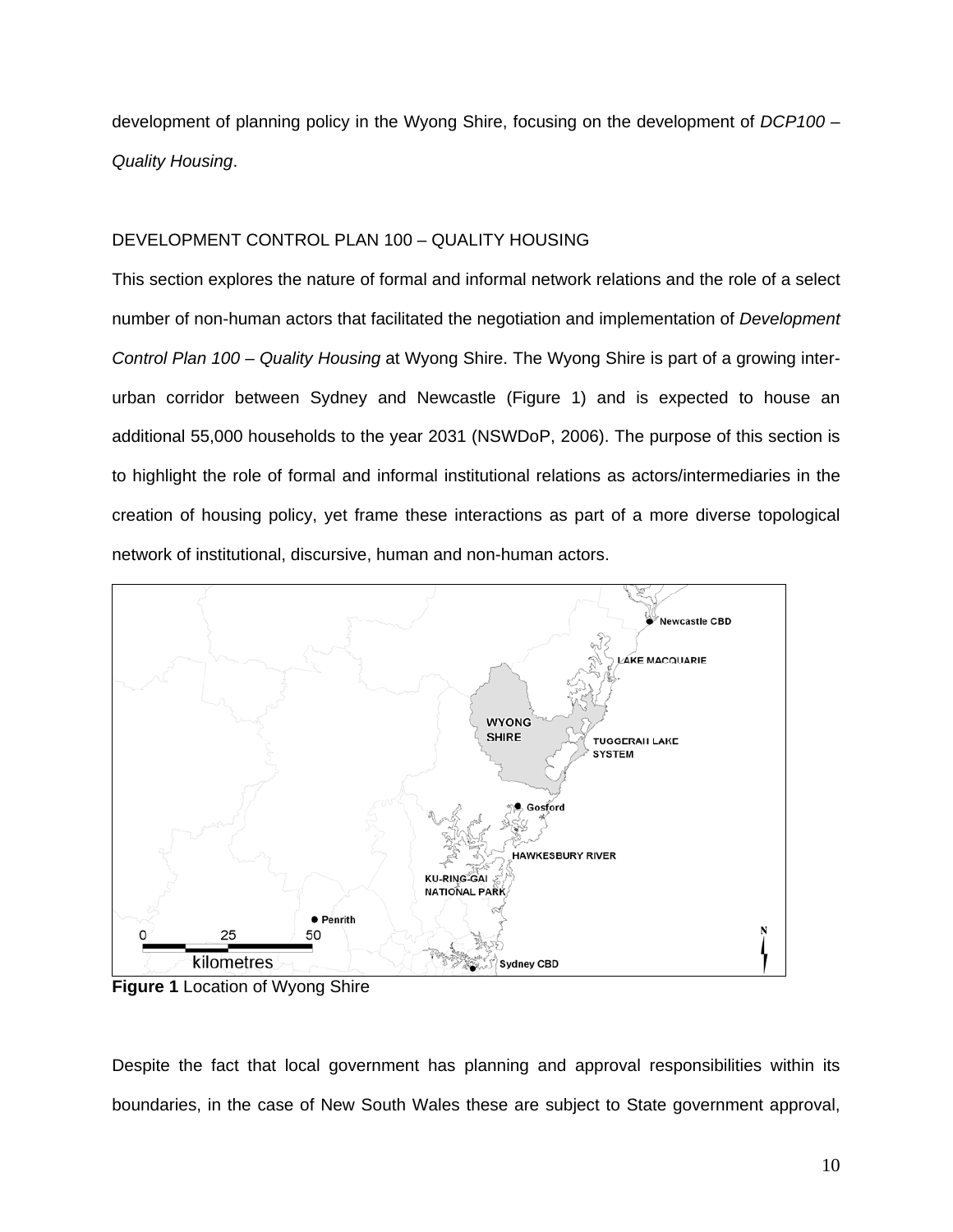development of planning policy in the Wyong Shire, focusing on the development of *DCP100 – Quality Housing*.

## DEVELOPMENT CONTROL PLAN 100 – QUALITY HOUSING

This section explores the nature of formal and informal network relations and the role of a select number of non-human actors that facilitated the negotiation and implementation of *Development Control Plan 100 – Quality Housing* at Wyong Shire. The Wyong Shire is part of a growing inter-urban corridor between Sydney and Newcastle (Figure 1) and is expected to house an additional 55,000 households to the year 2031 (NSWDoP, 2006). The purpose of this section is to highlight the role of formal and informal institutional relations as actors/intermediaries in the creation of housing policy, yet frame these interactions as part of a more diverse topological network of institutional, discursive, human and non-human actors.

**Figure 1** Location of Wyong Shire

Despite the fact that local government has planning and approval responsibilities within its boundaries, in the case of New South Wales these are subject to State government approval,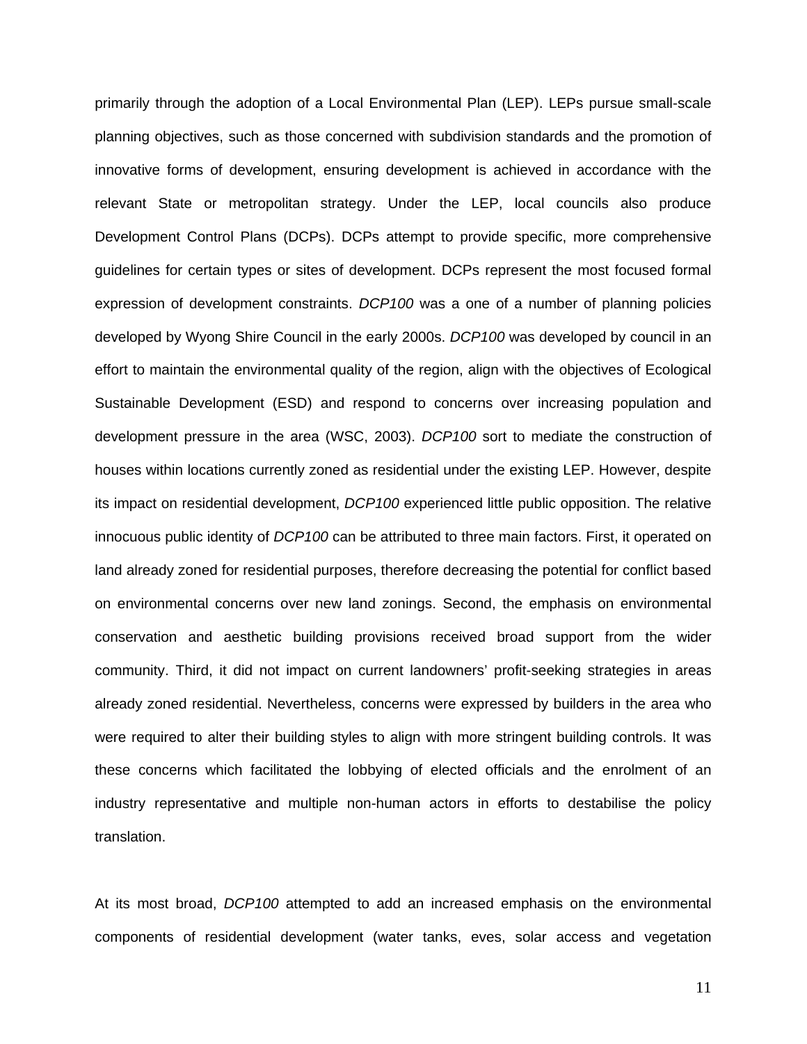primarily through the adoption of a Local Environmental Plan (LEP). LEPs pursue small-scale planning objectives, such as those concerned with subdivision standards and the promotion of innovative forms of development, ensuring development is achieved in accordance with the relevant State or metropolitan strategy. Under the LEP, local councils also produce Development Control Plans (DCPs). DCPs attempt to provide specific, more comprehensive guidelines for certain types or sites of development. DCPs represent the most focused formal expression of development constraints. *DCP100* was a one of a number of planning policies developed by Wyong Shire Council in the early 2000s. *DCP100* was developed by council in an effort to maintain the environmental quality of the region, align with the objectives of Ecological Sustainable Development (ESD) and respond to concerns over increasing population and development pressure in the area (WSC, 2003). *DCP100* sort to mediate the construction of houses within locations currently zoned as residential under the existing LEP. However, despite its impact on residential development, *DCP100* experienced little public opposition. The relative innocuous public identity of *DCP100* can be attributed to three main factors. First, it operated on land already zoned for residential purposes, therefore decreasing the potential for conflict based on environmental concerns over new land zonings. Second, the emphasis on environmental conservation and aesthetic building provisions received broad support from the wider community. Third, it did not impact on current landowners' profit-seeking strategies in areas already zoned residential. Nevertheless, concerns were expressed by builders in the area who were required to alter their building styles to align with more stringent building controls. It was these concerns which facilitated the lobbying of elected officials and the enrolment of an industry representative and multiple non-human actors in efforts to destabilise the policy translation.

At its most broad, *DCP100* attempted to add an increased emphasis on the environmental components of residential development (water tanks, eves, solar access and vegetation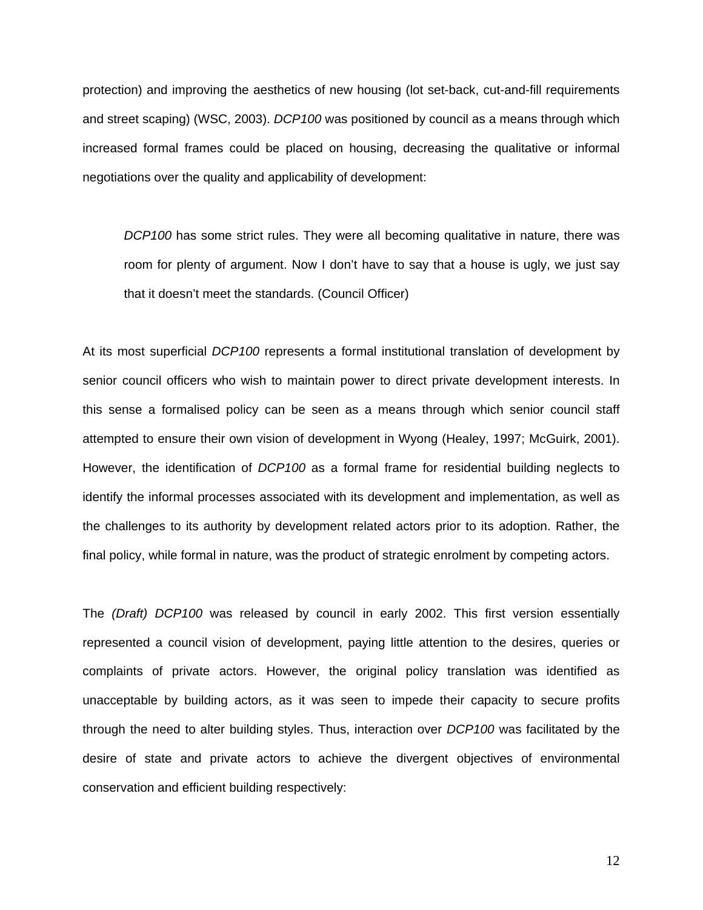protection) and improving the aesthetics of new housing (lot set-back, cut-and-fill requirements and street scaping) (WSC, 2003). *DCP100* was positioned by council as a means through which increased formal frames could be placed on housing, decreasing the qualitative or informal negotiations over the quality and applicability of development:

> *DCP100* has some strict rules. They were all becoming qualitative in nature, there was room for plenty of argument. Now I don't have to say that a house is ugly, we just say that it doesn't meet the standards. (Council Officer)

At its most superficial *DCP100* represents a formal institutional translation of development by senior council officers who wish to maintain power to direct private development interests. In this sense a formalised policy can be seen as a means through which senior council staff attempted to ensure their own vision of development in Wyong (Healey, 1997; McGuirk, 2001). However, the identification of *DCP100* as a formal frame for residential building neglects to identify the informal processes associated with its development and implementation, as well as the challenges to its authority by development related actors prior to its adoption. Rather, the final policy, while formal in nature, was the product of strategic enrolment by competing actors.

The *(Draft) DCP100* was released by council in early 2002. This first version essentially represented a council vision of development, paying little attention to the desires, queries or complaints of private actors. However, the original policy translation was identified as unacceptable by building actors, as it was seen to impede their capacity to secure profits through the need to alter building styles. Thus, interaction over *DCP100* was facilitated by the desire of state and private actors to achieve the divergent objectives of environmental conservation and efficient building respectively: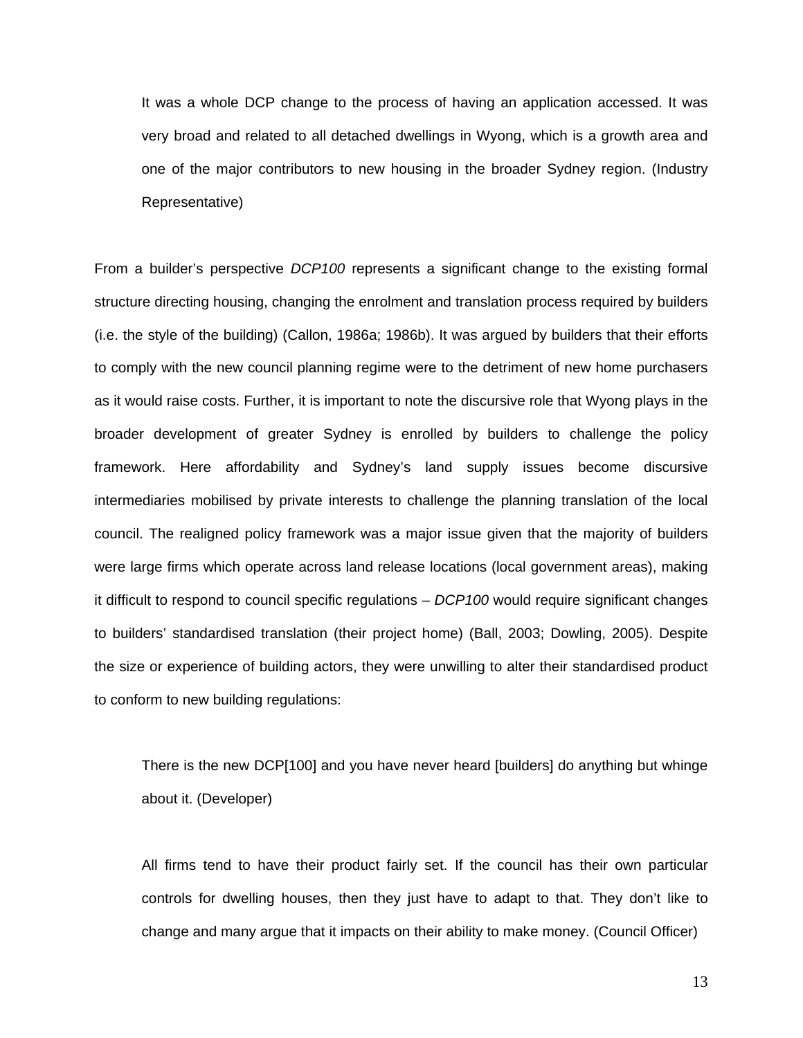> It was a whole DCP change to the process of having an application accessed. It was very broad and related to all detached dwellings in Wyong, which is a growth area and one of the major contributors to new housing in the broader Sydney region. (Industry Representative)

From a builder's perspective *DCP100* represents a significant change to the existing formal structure directing housing, changing the enrolment and translation process required by builders (i.e. the style of the building) (Callon, 1986a; 1986b). It was argued by builders that their efforts to comply with the new council planning regime were to the detriment of new home purchasers as it would raise costs. Further, it is important to note the discursive role that Wyong plays in the broader development of greater Sydney is enrolled by builders to challenge the policy framework. Here affordability and Sydney's land supply issues become discursive intermediaries mobilised by private interests to challenge the planning translation of the local council. The realigned policy framework was a major issue given that the majority of builders were large firms which operate across land release locations (local government areas), making it difficult to respond to council specific regulations – *DCP100* would require significant changes to builders' standardised translation (their project home) (Ball, 2003; Dowling, 2005). Despite the size or experience of building actors, they were unwilling to alter their standardised product to conform to new building regulations:

> There is the new DCP[100] and you have never heard [builders] do anything but whinge about it. (Developer)

> All firms tend to have their product fairly set. If the council has their own particular controls for dwelling houses, then they just have to adapt to that. They don't like to change and many argue that it impacts on their ability to make money. (Council Officer)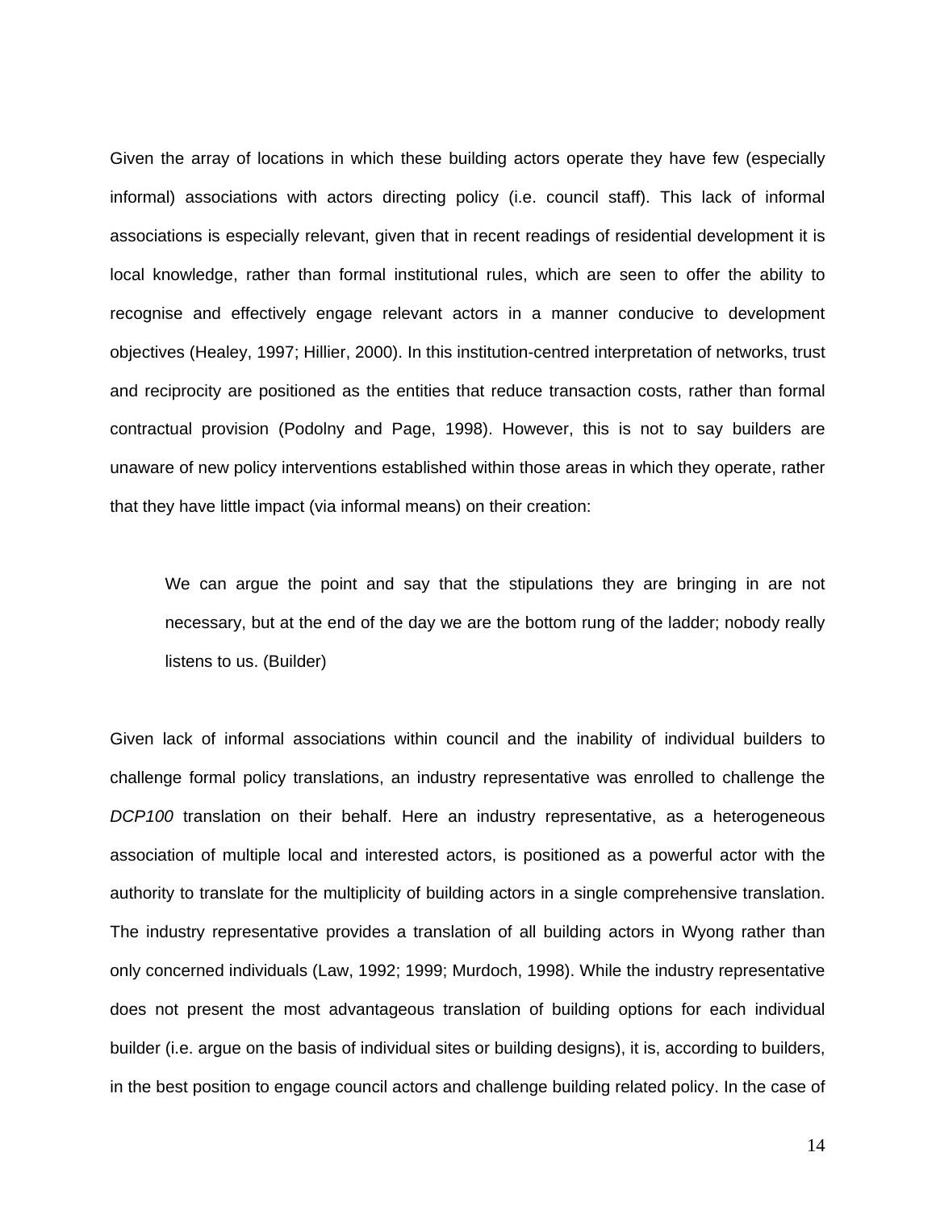Given the array of locations in which these building actors operate they have few (especially informal) associations with actors directing policy (i.e. council staff). This lack of informal associations is especially relevant, given that in recent readings of residential development it is local knowledge, rather than formal institutional rules, which are seen to offer the ability to recognise and effectively engage relevant actors in a manner conducive to development objectives (Healey, 1997; Hillier, 2000). In this institution-centred interpretation of networks, trust and reciprocity are positioned as the entities that reduce transaction costs, rather than formal contractual provision (Podolny and Page, 1998). However, this is not to say builders are unaware of new policy interventions established within those areas in which they operate, rather that they have little impact (via informal means) on their creation:

> We can argue the point and say that the stipulations they are bringing in are not necessary, but at the end of the day we are the bottom rung of the ladder; nobody really listens to us. (Builder)

Given lack of informal associations within council and the inability of individual builders to challenge formal policy translations, an industry representative was enrolled to challenge the *DCP100* translation on their behalf. Here an industry representative, as a heterogeneous association of multiple local and interested actors, is positioned as a powerful actor with the authority to translate for the multiplicity of building actors in a single comprehensive translation. The industry representative provides a translation of all building actors in Wyong rather than only concerned individuals (Law, 1992; 1999; Murdoch, 1998). While the industry representative does not present the most advantageous translation of building options for each individual builder (i.e. argue on the basis of individual sites or building designs), it is, according to builders, in the best position to engage council actors and challenge building related policy. In the case of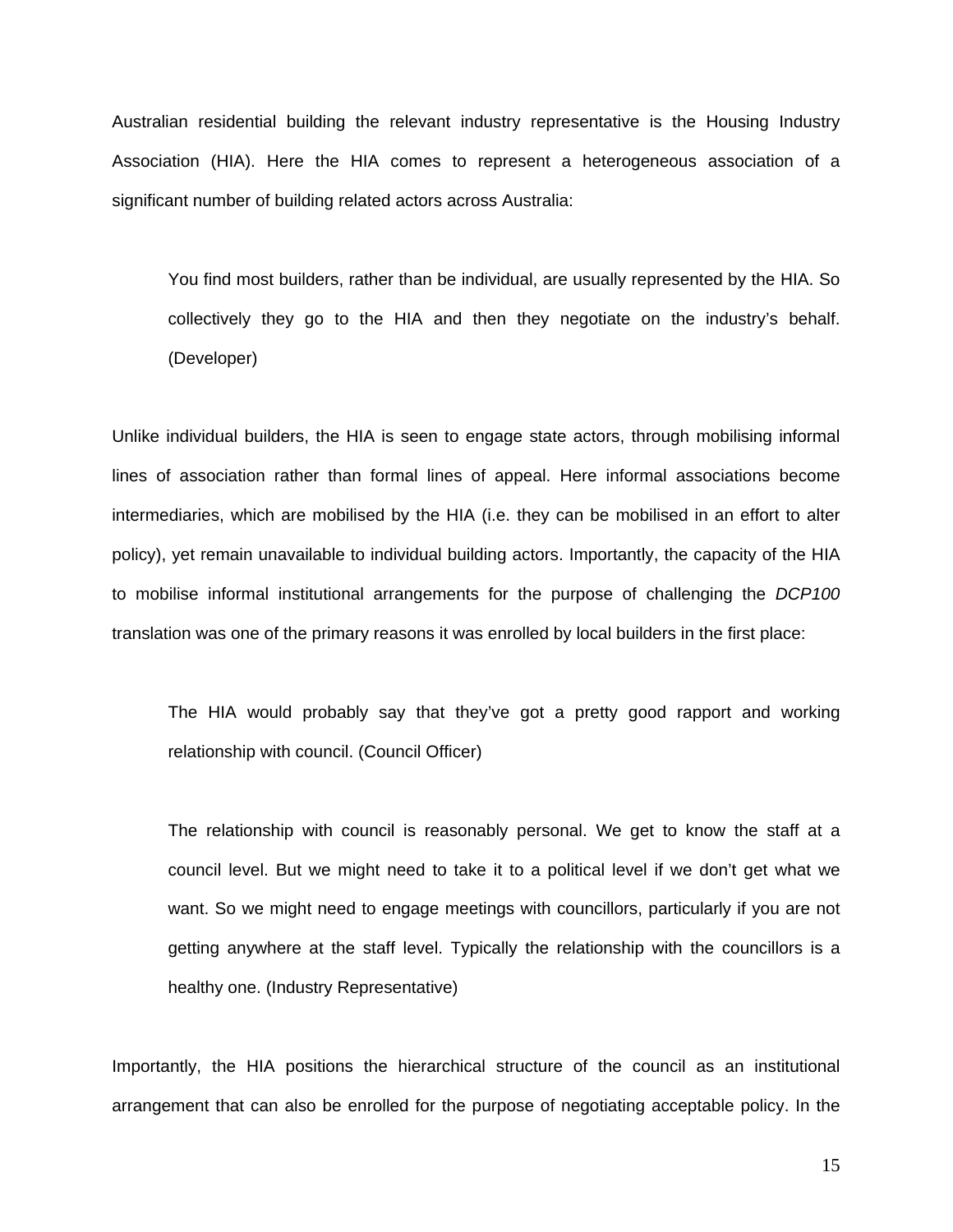Australian residential building the relevant industry representative is the Housing Industry Association (HIA). Here the HIA comes to represent a heterogeneous association of a significant number of building related actors across Australia:

> You find most builders, rather than be individual, are usually represented by the HIA. So collectively they go to the HIA and then they negotiate on the industry's behalf. (Developer)

Unlike individual builders, the HIA is seen to engage state actors, through mobilising informal lines of association rather than formal lines of appeal. Here informal associations become intermediaries, which are mobilised by the HIA (i.e. they can be mobilised in an effort to alter policy), yet remain unavailable to individual building actors. Importantly, the capacity of the HIA to mobilise informal institutional arrangements for the purpose of challenging the *DCP100* translation was one of the primary reasons it was enrolled by local builders in the first place:

> The HIA would probably say that they've got a pretty good rapport and working relationship with council. (Council Officer)

> The relationship with council is reasonably personal. We get to know the staff at a council level. But we might need to take it to a political level if we don't get what we want. So we might need to engage meetings with councillors, particularly if you are not getting anywhere at the staff level. Typically the relationship with the councillors is a healthy one. (Industry Representative)

Importantly, the HIA positions the hierarchical structure of the council as an institutional arrangement that can also be enrolled for the purpose of negotiating acceptable policy. In the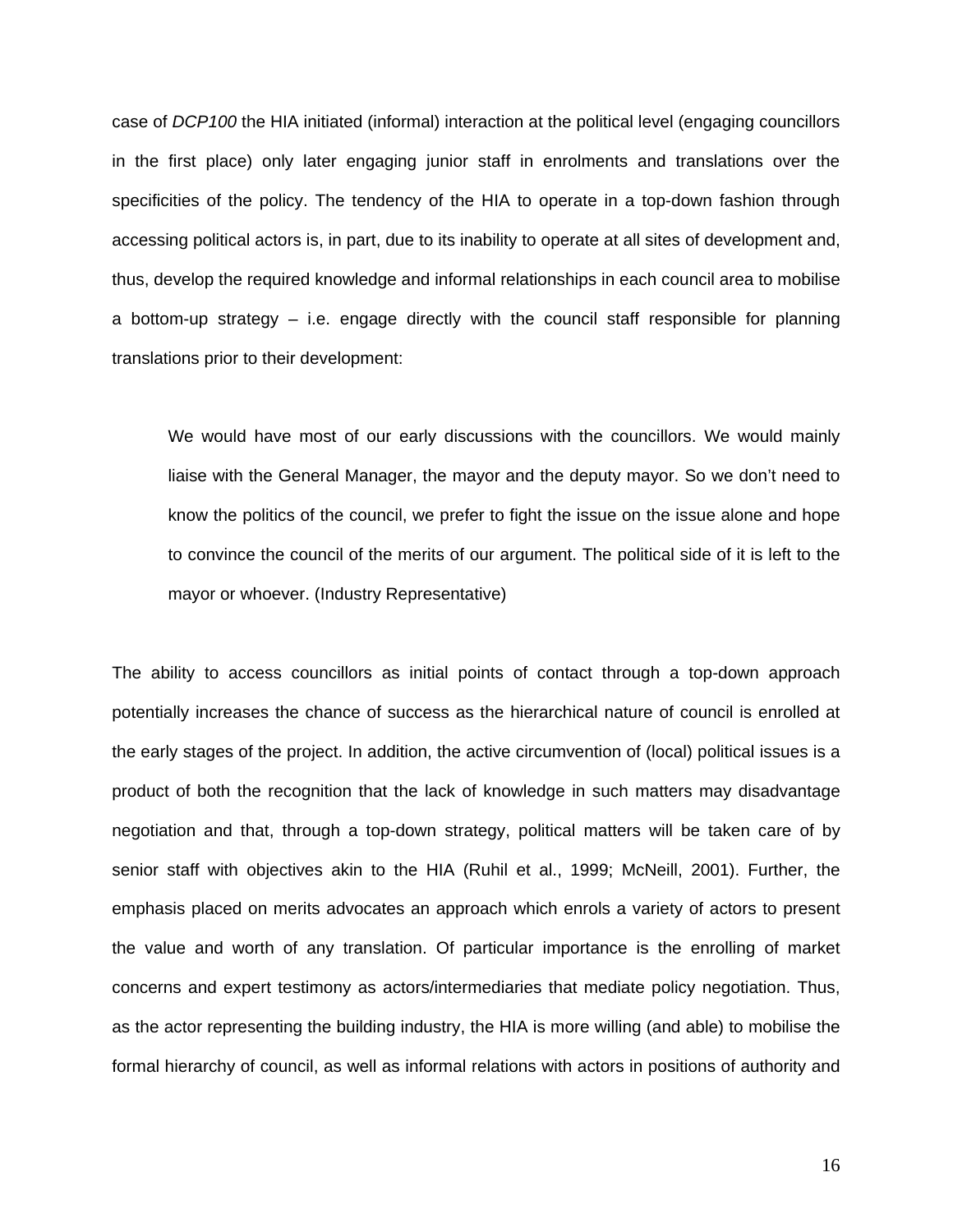case of *DCP100* the HIA initiated (informal) interaction at the political level (engaging councillors in the first place) only later engaging junior staff in enrolments and translations over the specificities of the policy. The tendency of the HIA to operate in a top-down fashion through accessing political actors is, in part, due to its inability to operate at all sites of development and, thus, develop the required knowledge and informal relationships in each council area to mobilise a bottom-up strategy – i.e. engage directly with the council staff responsible for planning translations prior to their development:

> We would have most of our early discussions with the councillors. We would mainly liaise with the General Manager, the mayor and the deputy mayor. So we don't need to know the politics of the council, we prefer to fight the issue on the issue alone and hope to convince the council of the merits of our argument. The political side of it is left to the mayor or whoever. (Industry Representative)

The ability to access councillors as initial points of contact through a top-down approach potentially increases the chance of success as the hierarchical nature of council is enrolled at the early stages of the project. In addition, the active circumvention of (local) political issues is a product of both the recognition that the lack of knowledge in such matters may disadvantage negotiation and that, through a top-down strategy, political matters will be taken care of by senior staff with objectives akin to the HIA (Ruhil et al., 1999; McNeill, 2001). Further, the emphasis placed on merits advocates an approach which enrols a variety of actors to present the value and worth of any translation. Of particular importance is the enrolling of market concerns and expert testimony as actors/intermediaries that mediate policy negotiation. Thus, as the actor representing the building industry, the HIA is more willing (and able) to mobilise the formal hierarchy of council, as well as informal relations with actors in positions of authority and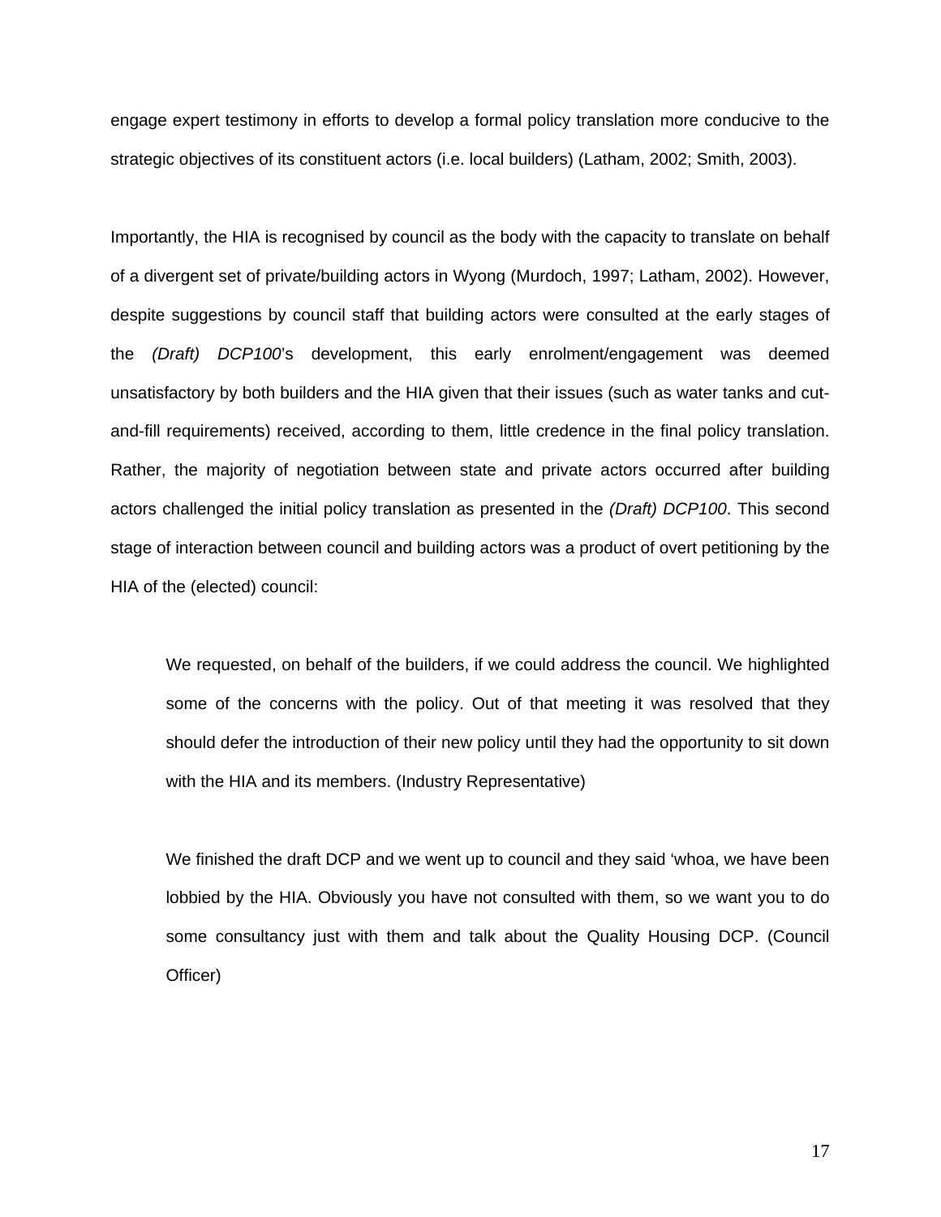engage expert testimony in efforts to develop a formal policy translation more conducive to the strategic objectives of its constituent actors (i.e. local builders) (Latham, 2002; Smith, 2003).

Importantly, the HIA is recognised by council as the body with the capacity to translate on behalf of a divergent set of private/building actors in Wyong (Murdoch, 1997; Latham, 2002). However, despite suggestions by council staff that building actors were consulted at the early stages of the *(Draft) DCP100*'s development, this early enrolment/engagement was deemed unsatisfactory by both builders and the HIA given that their issues (such as water tanks and cut-and-fill requirements) received, according to them, little credence in the final policy translation. Rather, the majority of negotiation between state and private actors occurred after building actors challenged the initial policy translation as presented in the *(Draft) DCP100*. This second stage of interaction between council and building actors was a product of overt petitioning by the HIA of the (elected) council:

> We requested, on behalf of the builders, if we could address the council. We highlighted some of the concerns with the policy. Out of that meeting it was resolved that they should defer the introduction of their new policy until they had the opportunity to sit down with the HIA and its members. (Industry Representative)

> We finished the draft DCP and we went up to council and they said 'whoa, we have been lobbied by the HIA. Obviously you have not consulted with them, so we want you to do some consultancy just with them and talk about the Quality Housing DCP. (Council Officer)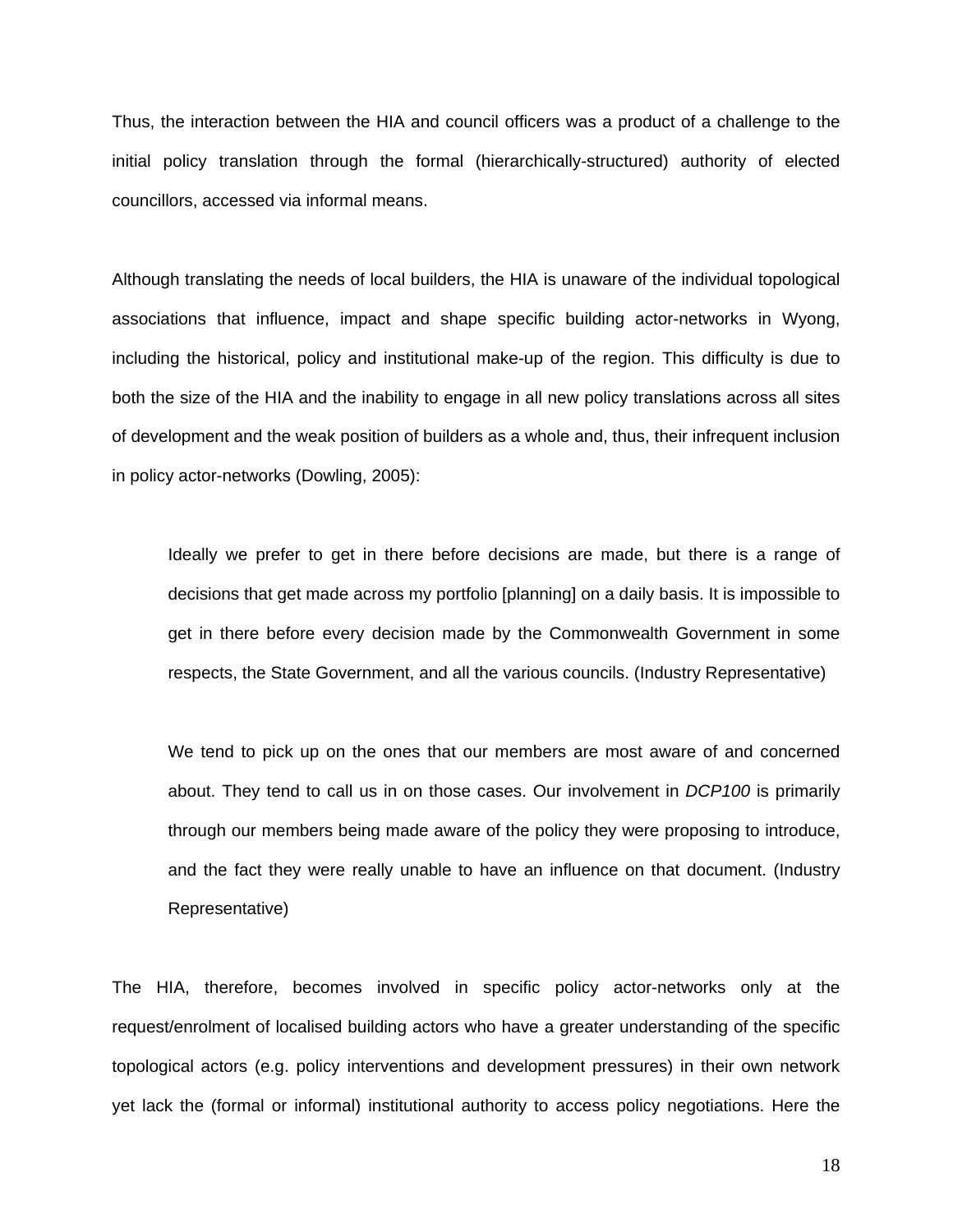Thus, the interaction between the HIA and council officers was a product of a challenge to the initial policy translation through the formal (hierarchically-structured) authority of elected councillors, accessed via informal means.

Although translating the needs of local builders, the HIA is unaware of the individual topological associations that influence, impact and shape specific building actor-networks in Wyong, including the historical, policy and institutional make-up of the region. This difficulty is due to both the size of the HIA and the inability to engage in all new policy translations across all sites of development and the weak position of builders as a whole and, thus, their infrequent inclusion in policy actor-networks (Dowling, 2005):

> Ideally we prefer to get in there before decisions are made, but there is a range of decisions that get made across my portfolio [planning] on a daily basis. It is impossible to get in there before every decision made by the Commonwealth Government in some respects, the State Government, and all the various councils. (Industry Representative)

> We tend to pick up on the ones that our members are most aware of and concerned about. They tend to call us in on those cases. Our involvement in *DCP100* is primarily through our members being made aware of the policy they were proposing to introduce, and the fact they were really unable to have an influence on that document. (Industry Representative)

The HIA, therefore, becomes involved in specific policy actor-networks only at the request/enrolment of localised building actors who have a greater understanding of the specific topological actors (e.g. policy interventions and development pressures) in their own network yet lack the (formal or informal) institutional authority to access policy negotiations. Here the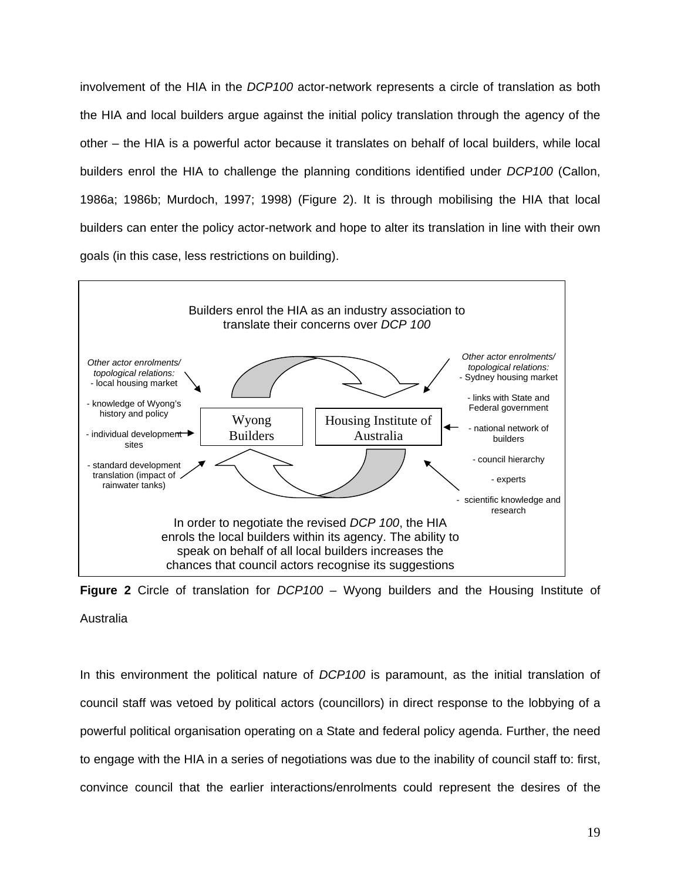involvement of the HIA in the *DCP100* actor-network represents a circle of translation as both the HIA and local builders argue against the initial policy translation through the agency of the other – the HIA is a powerful actor because it translates on behalf of local builders, while local builders enrol the HIA to challenge the planning conditions identified under *DCP100* (Callon, 1986a; 1986b; Murdoch, 1997; 1998) (Figure 2). It is through mobilising the HIA that local builders can enter the policy actor-network and hope to alter its translation in line with their own goals (in this case, less restrictions on building).

Builders enrol the HIA as an industry association to translate their concerns over *DCP 100*

*Other actor enrolments/ topological relations:*
- local housing market
- knowledge of Wyong's history and policy
- individual development sites
- standard development translation (impact of rainwater tanks)

Wyong Builders

Housing Institute of Australia

*Other actor enrolments/ topological relations:*
- Sydney housing market
- links with State and Federal government
- national network of builders
- council hierarchy
- experts
- scientific knowledge and research

In order to negotiate the revised *DCP 100*, the HIA enrols the local builders within its agency. The ability to speak on behalf of all local builders increases the chances that council actors recognise its suggestions

**Figure 2** Circle of translation for *DCP100* – Wyong builders and the Housing Institute of Australia

In this environment the political nature of *DCP100* is paramount, as the initial translation of council staff was vetoed by political actors (councillors) in direct response to the lobbying of a powerful political organisation operating on a State and federal policy agenda. Further, the need to engage with the HIA in a series of negotiations was due to the inability of council staff to: first, convince council that the earlier interactions/enrolments could represent the desires of the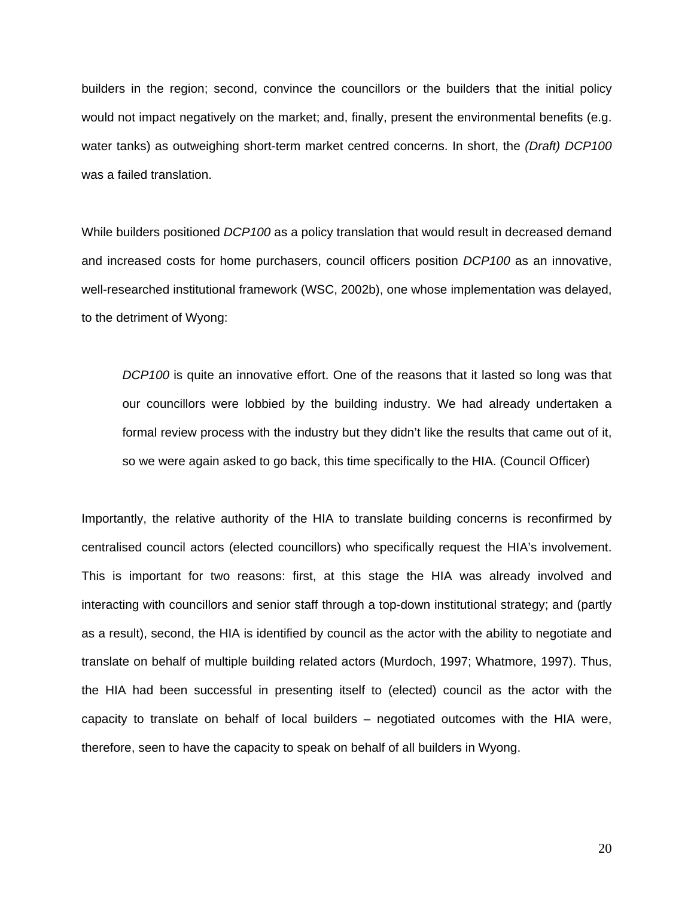builders in the region; second, convince the councillors or the builders that the initial policy would not impact negatively on the market; and, finally, present the environmental benefits (e.g. water tanks) as outweighing short-term market centred concerns. In short, the *(Draft) DCP100* was a failed translation.

While builders positioned *DCP100* as a policy translation that would result in decreased demand and increased costs for home purchasers, council officers position *DCP100* as an innovative, well-researched institutional framework (WSC, 2002b), one whose implementation was delayed, to the detriment of Wyong:

> *DCP100* is quite an innovative effort. One of the reasons that it lasted so long was that our councillors were lobbied by the building industry. We had already undertaken a formal review process with the industry but they didn't like the results that came out of it, so we were again asked to go back, this time specifically to the HIA. (Council Officer)

Importantly, the relative authority of the HIA to translate building concerns is reconfirmed by centralised council actors (elected councillors) who specifically request the HIA's involvement. This is important for two reasons: first, at this stage the HIA was already involved and interacting with councillors and senior staff through a top-down institutional strategy; and (partly as a result), second, the HIA is identified by council as the actor with the ability to negotiate and translate on behalf of multiple building related actors (Murdoch, 1997; Whatmore, 1997). Thus, the HIA had been successful in presenting itself to (elected) council as the actor with the capacity to translate on behalf of local builders – negotiated outcomes with the HIA were, therefore, seen to have the capacity to speak on behalf of all builders in Wyong.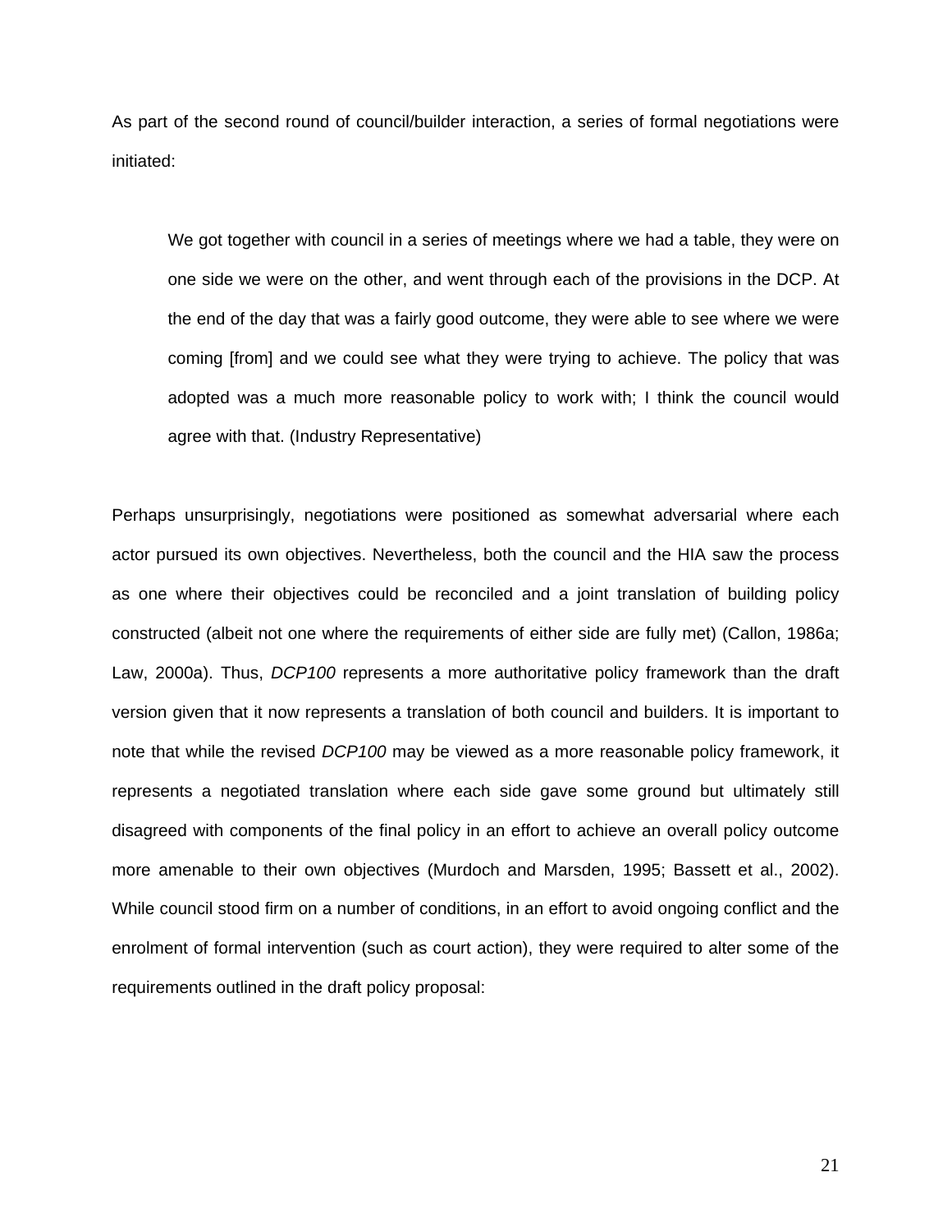As part of the second round of council/builder interaction, a series of formal negotiations were initiated:

> We got together with council in a series of meetings where we had a table, they were on one side we were on the other, and went through each of the provisions in the DCP. At the end of the day that was a fairly good outcome, they were able to see where we were coming [from] and we could see what they were trying to achieve. The policy that was adopted was a much more reasonable policy to work with; I think the council would agree with that. (Industry Representative)

Perhaps unsurprisingly, negotiations were positioned as somewhat adversarial where each actor pursued its own objectives. Nevertheless, both the council and the HIA saw the process as one where their objectives could be reconciled and a joint translation of building policy constructed (albeit not one where the requirements of either side are fully met) (Callon, 1986a; Law, 2000a). Thus, *DCP100* represents a more authoritative policy framework than the draft version given that it now represents a translation of both council and builders. It is important to note that while the revised *DCP100* may be viewed as a more reasonable policy framework, it represents a negotiated translation where each side gave some ground but ultimately still disagreed with components of the final policy in an effort to achieve an overall policy outcome more amenable to their own objectives (Murdoch and Marsden, 1995; Bassett et al., 2002). While council stood firm on a number of conditions, in an effort to avoid ongoing conflict and the enrolment of formal intervention (such as court action), they were required to alter some of the requirements outlined in the draft policy proposal: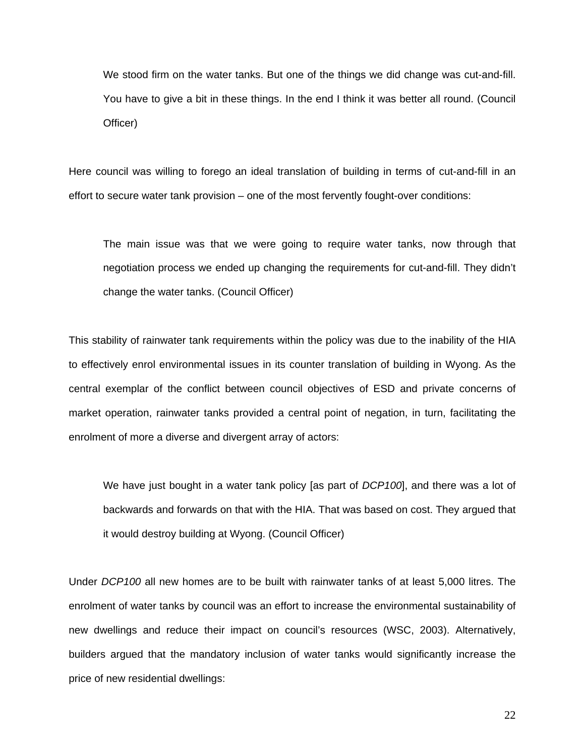> We stood firm on the water tanks. But one of the things we did change was cut-and-fill. You have to give a bit in these things. In the end I think it was better all round. (Council Officer)

Here council was willing to forego an ideal translation of building in terms of cut-and-fill in an effort to secure water tank provision – one of the most fervently fought-over conditions:

> The main issue was that we were going to require water tanks, now through that negotiation process we ended up changing the requirements for cut-and-fill. They didn't change the water tanks. (Council Officer)

This stability of rainwater tank requirements within the policy was due to the inability of the HIA to effectively enrol environmental issues in its counter translation of building in Wyong. As the central exemplar of the conflict between council objectives of ESD and private concerns of market operation, rainwater tanks provided a central point of negation, in turn, facilitating the enrolment of more a diverse and divergent array of actors:

> We have just bought in a water tank policy [as part of *DCP100*], and there was a lot of backwards and forwards on that with the HIA. That was based on cost. They argued that it would destroy building at Wyong. (Council Officer)

Under *DCP100* all new homes are to be built with rainwater tanks of at least 5,000 litres. The enrolment of water tanks by council was an effort to increase the environmental sustainability of new dwellings and reduce their impact on council's resources (WSC, 2003). Alternatively, builders argued that the mandatory inclusion of water tanks would significantly increase the price of new residential dwellings: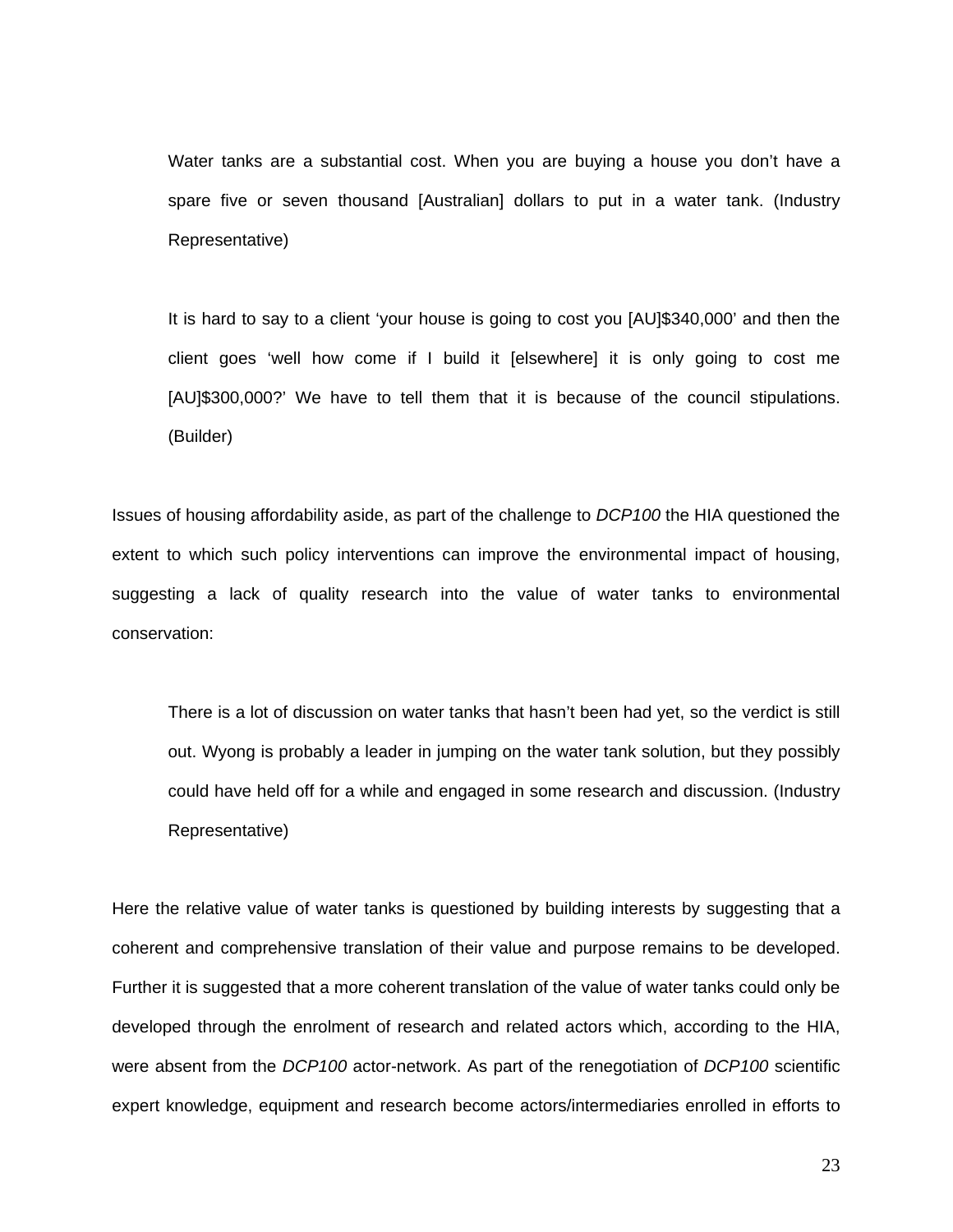> Water tanks are a substantial cost. When you are buying a house you don't have a spare five or seven thousand [Australian] dollars to put in a water tank. (Industry Representative)

> It is hard to say to a client 'your house is going to cost you [AU]$340,000' and then the client goes 'well how come if I build it [elsewhere] it is only going to cost me [AU]$300,000?' We have to tell them that it is because of the council stipulations. (Builder)

Issues of housing affordability aside, as part of the challenge to *DCP100* the HIA questioned the extent to which such policy interventions can improve the environmental impact of housing, suggesting a lack of quality research into the value of water tanks to environmental conservation:

> There is a lot of discussion on water tanks that hasn't been had yet, so the verdict is still out. Wyong is probably a leader in jumping on the water tank solution, but they possibly could have held off for a while and engaged in some research and discussion. (Industry Representative)

Here the relative value of water tanks is questioned by building interests by suggesting that a coherent and comprehensive translation of their value and purpose remains to be developed. Further it is suggested that a more coherent translation of the value of water tanks could only be developed through the enrolment of research and related actors which, according to the HIA, were absent from the *DCP100* actor-network. As part of the renegotiation of *DCP100* scientific expert knowledge, equipment and research become actors/intermediaries enrolled in efforts to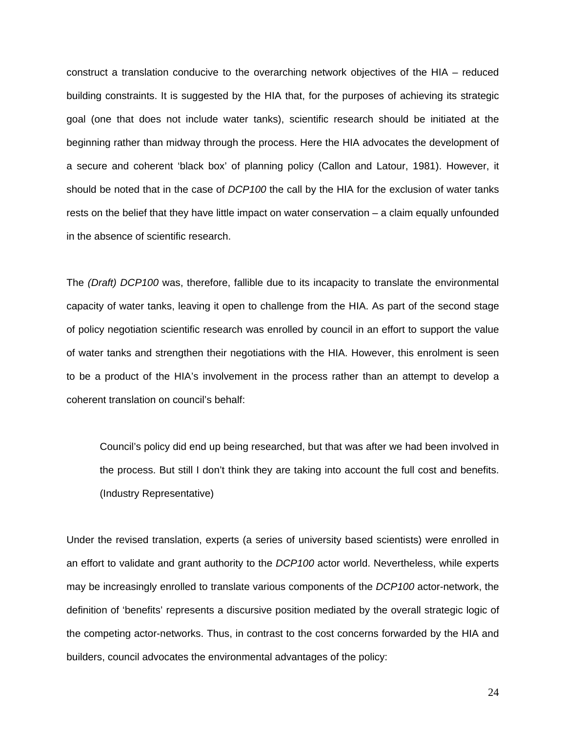construct a translation conducive to the overarching network objectives of the HIA – reduced building constraints. It is suggested by the HIA that, for the purposes of achieving its strategic goal (one that does not include water tanks), scientific research should be initiated at the beginning rather than midway through the process. Here the HIA advocates the development of a secure and coherent 'black box' of planning policy (Callon and Latour, 1981). However, it should be noted that in the case of *DCP100* the call by the HIA for the exclusion of water tanks rests on the belief that they have little impact on water conservation – a claim equally unfounded in the absence of scientific research.

The *(Draft) DCP100* was, therefore, fallible due to its incapacity to translate the environmental capacity of water tanks, leaving it open to challenge from the HIA. As part of the second stage of policy negotiation scientific research was enrolled by council in an effort to support the value of water tanks and strengthen their negotiations with the HIA. However, this enrolment is seen to be a product of the HIA's involvement in the process rather than an attempt to develop a coherent translation on council's behalf:

> Council's policy did end up being researched, but that was after we had been involved in the process. But still I don't think they are taking into account the full cost and benefits. (Industry Representative)

Under the revised translation, experts (a series of university based scientists) were enrolled in an effort to validate and grant authority to the *DCP100* actor world. Nevertheless, while experts may be increasingly enrolled to translate various components of the *DCP100* actor-network, the definition of 'benefits' represents a discursive position mediated by the overall strategic logic of the competing actor-networks. Thus, in contrast to the cost concerns forwarded by the HIA and builders, council advocates the environmental advantages of the policy: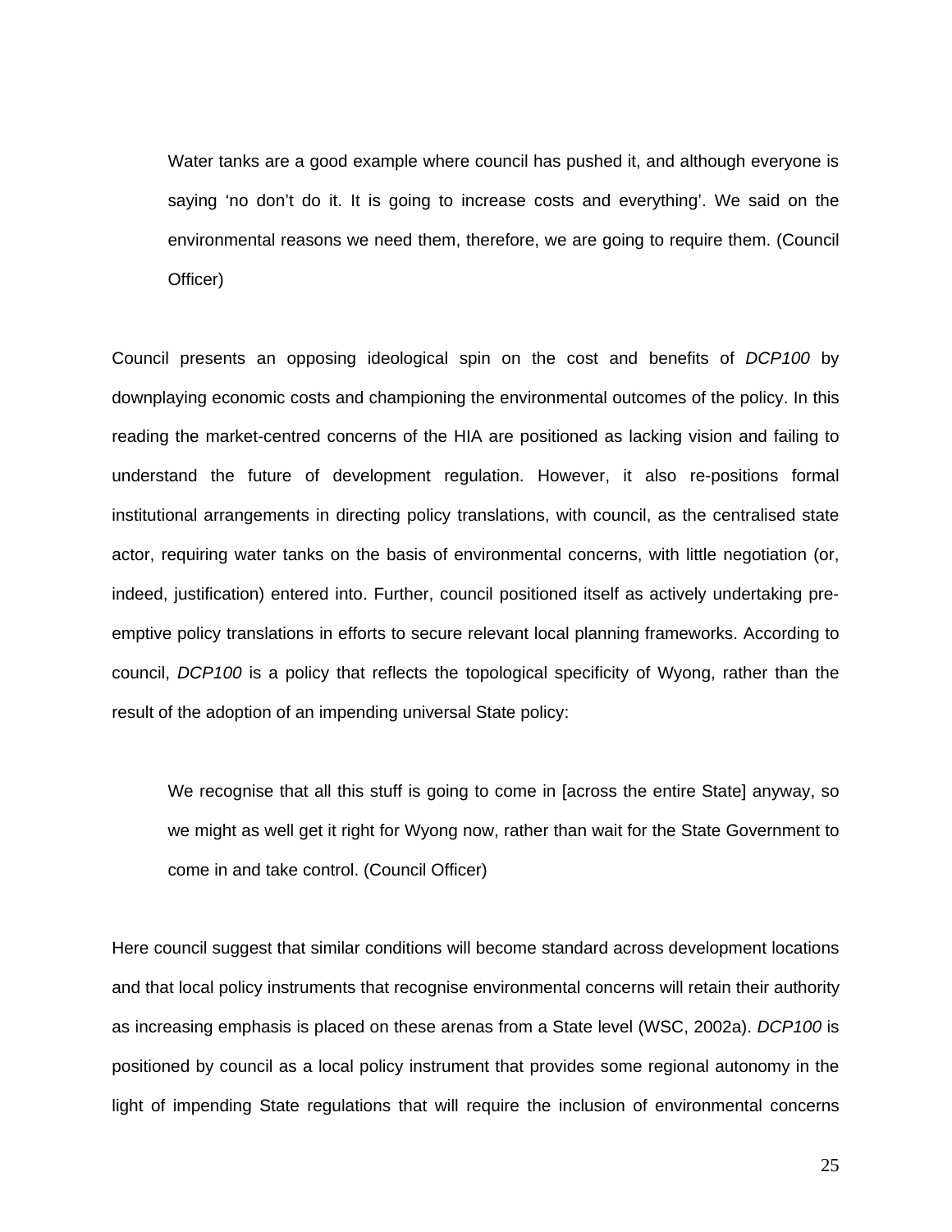> Water tanks are a good example where council has pushed it, and although everyone is saying ‘no don’t do it. It is going to increase costs and everything’. We said on the environmental reasons we need them, therefore, we are going to require them. (Council Officer)

Council presents an opposing ideological spin on the cost and benefits of *DCP100* by downplaying economic costs and championing the environmental outcomes of the policy. In this reading the market-centred concerns of the HIA are positioned as lacking vision and failing to understand the future of development regulation. However, it also re-positions formal institutional arrangements in directing policy translations, with council, as the centralised state actor, requiring water tanks on the basis of environmental concerns, with little negotiation (or, indeed, justification) entered into. Further, council positioned itself as actively undertaking pre-emptive policy translations in efforts to secure relevant local planning frameworks. According to council, *DCP100* is a policy that reflects the topological specificity of Wyong, rather than the result of the adoption of an impending universal State policy:

> We recognise that all this stuff is going to come in [across the entire State] anyway, so we might as well get it right for Wyong now, rather than wait for the State Government to come in and take control. (Council Officer)

Here council suggest that similar conditions will become standard across development locations and that local policy instruments that recognise environmental concerns will retain their authority as increasing emphasis is placed on these arenas from a State level (WSC, 2002a). *DCP100* is positioned by council as a local policy instrument that provides some regional autonomy in the light of impending State regulations that will require the inclusion of environmental concerns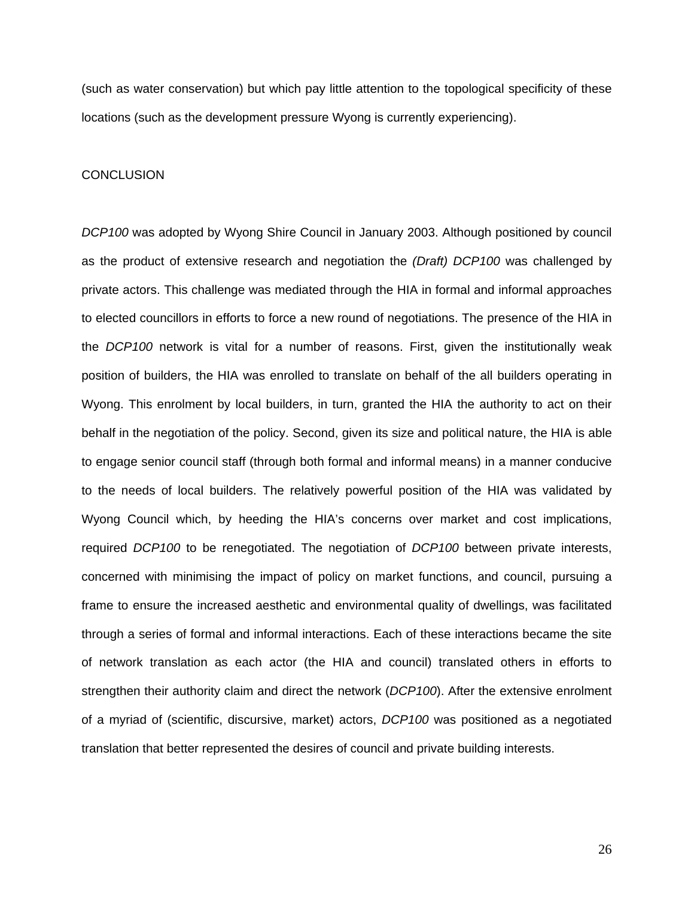(such as water conservation) but which pay little attention to the topological specificity of these locations (such as the development pressure Wyong is currently experiencing).

## CONCLUSION

*DCP100* was adopted by Wyong Shire Council in January 2003. Although positioned by council as the product of extensive research and negotiation the *(Draft) DCP100* was challenged by private actors. This challenge was mediated through the HIA in formal and informal approaches to elected councillors in efforts to force a new round of negotiations. The presence of the HIA in the *DCP100* network is vital for a number of reasons. First, given the institutionally weak position of builders, the HIA was enrolled to translate on behalf of the all builders operating in Wyong. This enrolment by local builders, in turn, granted the HIA the authority to act on their behalf in the negotiation of the policy. Second, given its size and political nature, the HIA is able to engage senior council staff (through both formal and informal means) in a manner conducive to the needs of local builders. The relatively powerful position of the HIA was validated by Wyong Council which, by heeding the HIA's concerns over market and cost implications, required *DCP100* to be renegotiated. The negotiation of *DCP100* between private interests, concerned with minimising the impact of policy on market functions, and council, pursuing a frame to ensure the increased aesthetic and environmental quality of dwellings, was facilitated through a series of formal and informal interactions. Each of these interactions became the site of network translation as each actor (the HIA and council) translated others in efforts to strengthen their authority claim and direct the network (*DCP100*). After the extensive enrolment of a myriad of (scientific, discursive, market) actors, *DCP100* was positioned as a negotiated translation that better represented the desires of council and private building interests.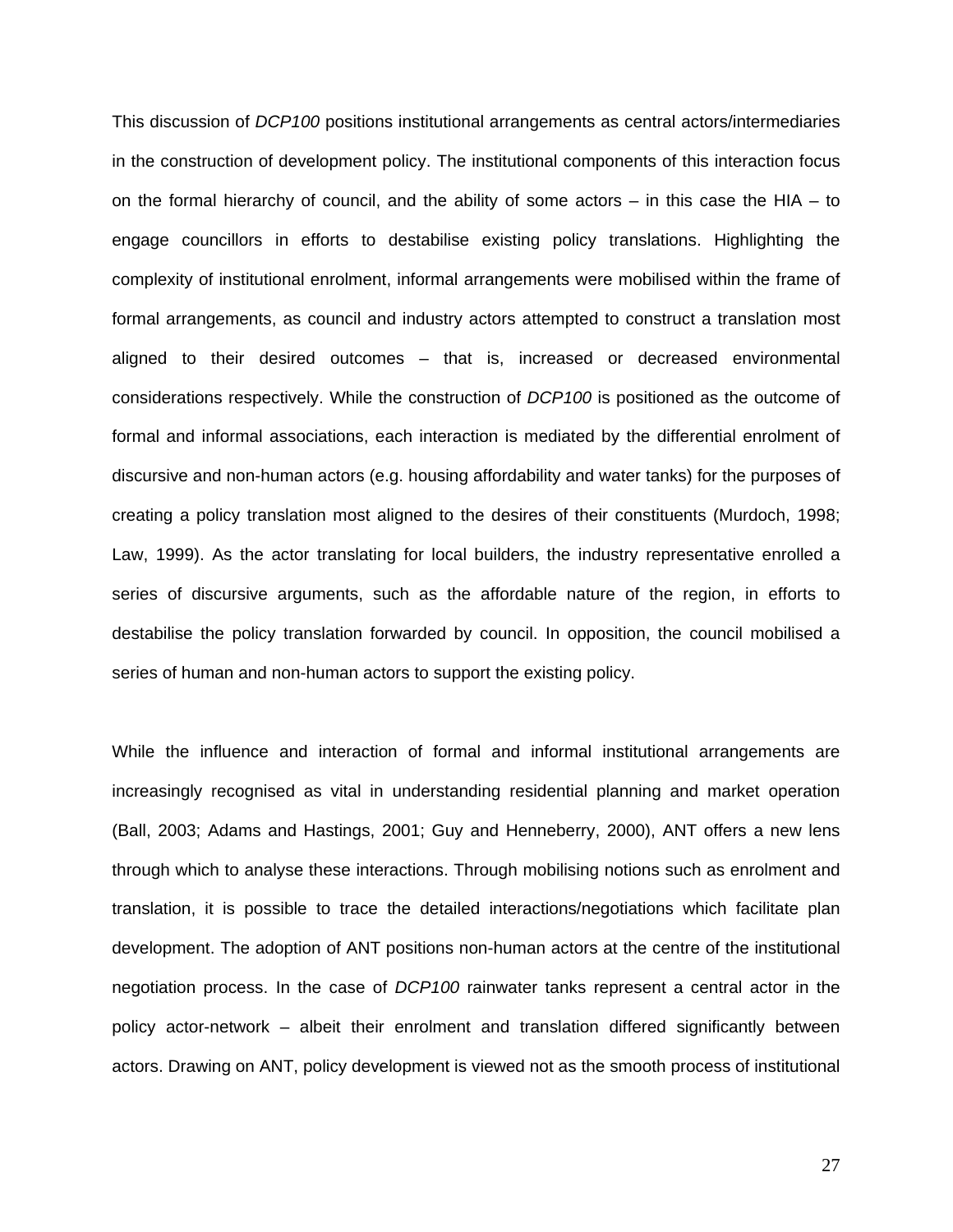This discussion of *DCP100* positions institutional arrangements as central actors/intermediaries in the construction of development policy. The institutional components of this interaction focus on the formal hierarchy of council, and the ability of some actors – in this case the HIA – to engage councillors in efforts to destabilise existing policy translations. Highlighting the complexity of institutional enrolment, informal arrangements were mobilised within the frame of formal arrangements, as council and industry actors attempted to construct a translation most aligned to their desired outcomes – that is, increased or decreased environmental considerations respectively. While the construction of *DCP100* is positioned as the outcome of formal and informal associations, each interaction is mediated by the differential enrolment of discursive and non-human actors (e.g. housing affordability and water tanks) for the purposes of creating a policy translation most aligned to the desires of their constituents (Murdoch, 1998; Law, 1999). As the actor translating for local builders, the industry representative enrolled a series of discursive arguments, such as the affordable nature of the region, in efforts to destabilise the policy translation forwarded by council. In opposition, the council mobilised a series of human and non-human actors to support the existing policy.

While the influence and interaction of formal and informal institutional arrangements are increasingly recognised as vital in understanding residential planning and market operation (Ball, 2003; Adams and Hastings, 2001; Guy and Henneberry, 2000), ANT offers a new lens through which to analyse these interactions. Through mobilising notions such as enrolment and translation, it is possible to trace the detailed interactions/negotiations which facilitate plan development. The adoption of ANT positions non-human actors at the centre of the institutional negotiation process. In the case of *DCP100* rainwater tanks represent a central actor in the policy actor-network – albeit their enrolment and translation differed significantly between actors. Drawing on ANT, policy development is viewed not as the smooth process of institutional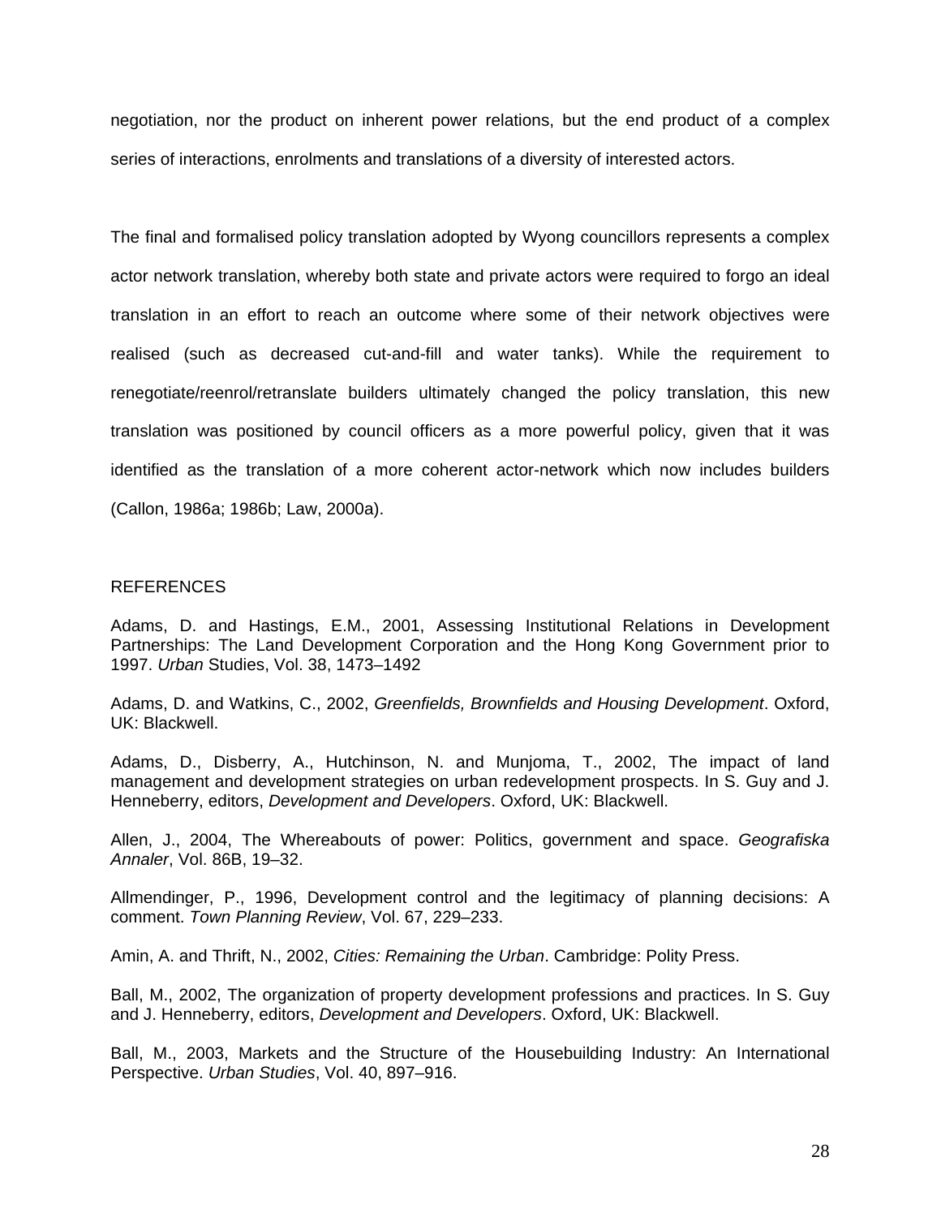negotiation, nor the product on inherent power relations, but the end product of a complex series of interactions, enrolments and translations of a diversity of interested actors.

The final and formalised policy translation adopted by Wyong councillors represents a complex actor network translation, whereby both state and private actors were required to forgo an ideal translation in an effort to reach an outcome where some of their network objectives were realised (such as decreased cut-and-fill and water tanks). While the requirement to renegotiate/reenrol/retranslate builders ultimately changed the policy translation, this new translation was positioned by council officers as a more powerful policy, given that it was identified as the translation of a more coherent actor-network which now includes builders (Callon, 1986a; 1986b; Law, 2000a).

## REFERENCES

Adams, D. and Hastings, E.M., 2001, Assessing Institutional Relations in Development Partnerships: The Land Development Corporation and the Hong Kong Government prior to 1997. *Urban* Studies, Vol. 38, 1473–1492

Adams, D. and Watkins, C., 2002, *Greenfields, Brownfields and Housing Development*. Oxford, UK: Blackwell.

Adams, D., Disberry, A., Hutchinson, N. and Munjoma, T., 2002, The impact of land management and development strategies on urban redevelopment prospects. In S. Guy and J. Henneberry, editors, *Development and Developers*. Oxford, UK: Blackwell.

Allen, J., 2004, The Whereabouts of power: Politics, government and space. *Geografiska Annaler*, Vol. 86B, 19–32.

Allmendinger, P., 1996, Development control and the legitimacy of planning decisions: A comment. *Town Planning Review*, Vol. 67, 229–233.

Amin, A. and Thrift, N., 2002, *Cities: Remaining the Urban*. Cambridge: Polity Press.

Ball, M., 2002, The organization of property development professions and practices. In S. Guy and J. Henneberry, editors, *Development and Developers*. Oxford, UK: Blackwell.

Ball, M., 2003, Markets and the Structure of the Housebuilding Industry: An International Perspective. *Urban Studies*, Vol. 40, 897–916.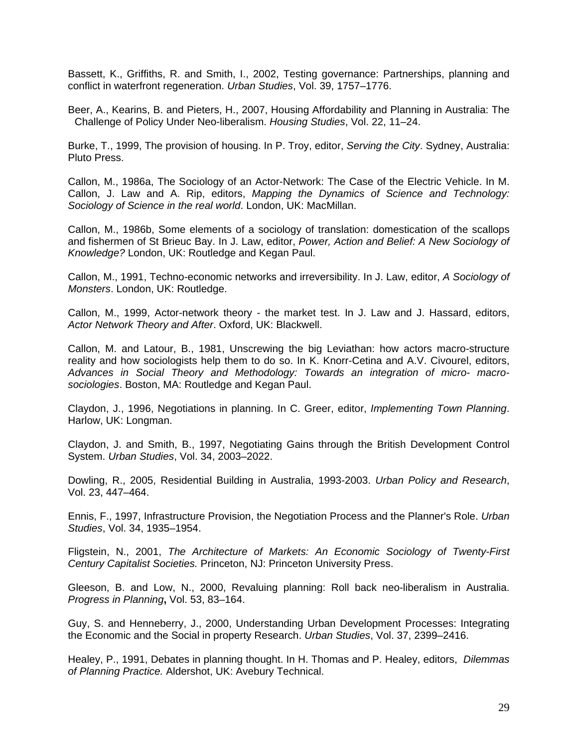Bassett, K., Griffiths, R. and Smith, I., 2002, Testing governance: Partnerships, planning and conflict in waterfront regeneration. *Urban Studies*, Vol. 39, 1757–1776.

Beer, A., Kearins, B. and Pieters, H., 2007, Housing Affordability and Planning in Australia: The Challenge of Policy Under Neo-liberalism. *Housing Studies*, Vol. 22, 11–24.

Burke, T., 1999, The provision of housing. In P. Troy, editor, *Serving the City*. Sydney, Australia: Pluto Press.

Callon, M., 1986a, The Sociology of an Actor-Network: The Case of the Electric Vehicle. In M. Callon, J. Law and A. Rip, editors, *Mapping the Dynamics of Science and Technology: Sociology of Science in the real world*. London, UK: MacMillan.

Callon, M., 1986b, Some elements of a sociology of translation: domestication of the scallops and fishermen of St Brieuc Bay. In J. Law, editor, *Power, Action and Belief: A New Sociology of Knowledge?* London, UK: Routledge and Kegan Paul.

Callon, M., 1991, Techno-economic networks and irreversibility. In J. Law, editor, *A Sociology of Monsters*. London, UK: Routledge.

Callon, M., 1999, Actor-network theory - the market test. In J. Law and J. Hassard, editors, *Actor Network Theory and After*. Oxford, UK: Blackwell.

Callon, M. and Latour, B., 1981, Unscrewing the big Leviathan: how actors macro-structure reality and how sociologists help them to do so. In K. Knorr-Cetina and A.V. Civourel, editors, *Advances in Social Theory and Methodology: Towards an integration of micro- macro-sociologies*. Boston, MA: Routledge and Kegan Paul.

Claydon, J., 1996, Negotiations in planning. In C. Greer, editor, *Implementing Town Planning*. Harlow, UK: Longman.

Claydon, J. and Smith, B., 1997, Negotiating Gains through the British Development Control System. *Urban Studies*, Vol. 34, 2003–2022.

Dowling, R., 2005, Residential Building in Australia, 1993-2003. *Urban Policy and Research*, Vol. 23, 447–464.

Ennis, F., 1997, Infrastructure Provision, the Negotiation Process and the Planner's Role. *Urban Studies*, Vol. 34, 1935–1954.

Fligstein, N., 2001, *The Architecture of Markets: An Economic Sociology of Twenty-First Century Capitalist Societies.* Princeton, NJ: Princeton University Press.

Gleeson, B. and Low, N., 2000, Revaluing planning: Roll back neo-liberalism in Australia. *Progress in Planning*, Vol. 53, 83–164.

Guy, S. and Henneberry, J., 2000, Understanding Urban Development Processes: Integrating the Economic and the Social in property Research. *Urban Studies*, Vol. 37, 2399–2416.

Healey, P., 1991, Debates in planning thought. In H. Thomas and P. Healey, editors, *Dilemmas of Planning Practice.* Aldershot, UK: Avebury Technical.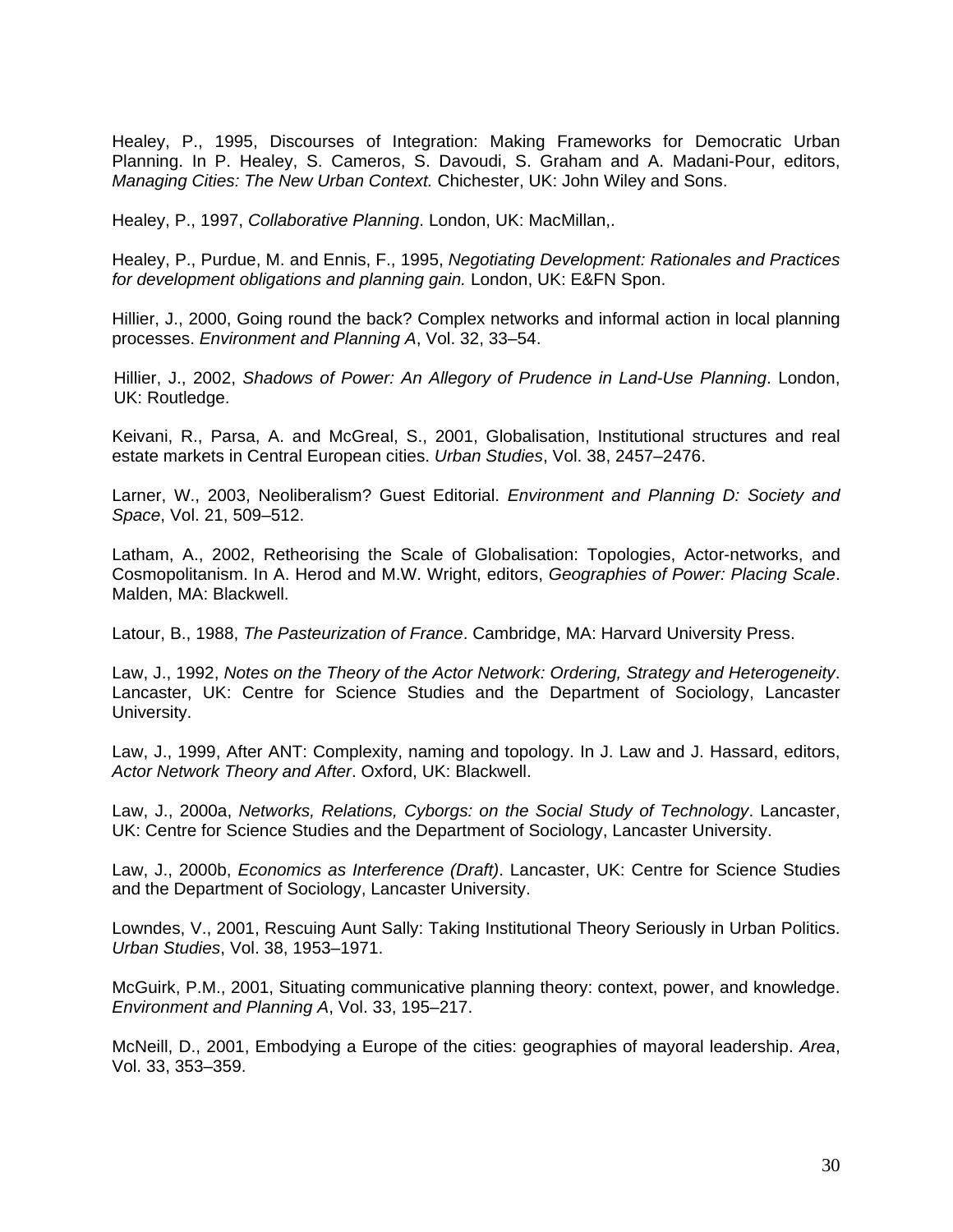Healey, P., 1995, Discourses of Integration: Making Frameworks for Democratic Urban Planning. In P. Healey, S. Cameros, S. Davoudi, S. Graham and A. Madani-Pour, editors, *Managing Cities: The New Urban Context.* Chichester, UK: John Wiley and Sons.

Healey, P., 1997, *Collaborative Planning*. London, UK: MacMillan,.

Healey, P., Purdue, M. and Ennis, F., 1995, *Negotiating Development: Rationales and Practices for development obligations and planning gain.* London, UK: E&FN Spon.

Hillier, J., 2000, Going round the back? Complex networks and informal action in local planning processes. *Environment and Planning A*, Vol. 32, 33–54.

Hillier, J., 2002, *Shadows of Power: An Allegory of Prudence in Land-Use Planning*. London, UK: Routledge.

Keivani, R., Parsa, A. and McGreal, S., 2001, Globalisation, Institutional structures and real estate markets in Central European cities. *Urban Studies*, Vol. 38, 2457–2476.

Larner, W., 2003, Neoliberalism? Guest Editorial. *Environment and Planning D: Society and Space*, Vol. 21, 509–512.

Latham, A., 2002, Retheorising the Scale of Globalisation: Topologies, Actor-networks, and Cosmopolitanism. In A. Herod and M.W. Wright, editors, *Geographies of Power: Placing Scale*. Malden, MA: Blackwell.

Latour, B., 1988, *The Pasteurization of France*. Cambridge, MA: Harvard University Press.

Law, J., 1992, *Notes on the Theory of the Actor Network: Ordering, Strategy and Heterogeneity*. Lancaster, UK: Centre for Science Studies and the Department of Sociology, Lancaster University.

Law, J., 1999, After ANT: Complexity, naming and topology. In J. Law and J. Hassard, editors, *Actor Network Theory and After*. Oxford, UK: Blackwell.

Law, J., 2000a, *Networks, Relations, Cyborgs: on the Social Study of Technology*. Lancaster, UK: Centre for Science Studies and the Department of Sociology, Lancaster University.

Law, J., 2000b, *Economics as Interference (Draft)*. Lancaster, UK: Centre for Science Studies and the Department of Sociology, Lancaster University.

Lowndes, V., 2001, Rescuing Aunt Sally: Taking Institutional Theory Seriously in Urban Politics. *Urban Studies*, Vol. 38, 1953–1971.

McGuirk, P.M., 2001, Situating communicative planning theory: context, power, and knowledge. *Environment and Planning A*, Vol. 33, 195–217.

McNeill, D., 2001, Embodying a Europe of the cities: geographies of mayoral leadership. *Area*, Vol. 33, 353–359.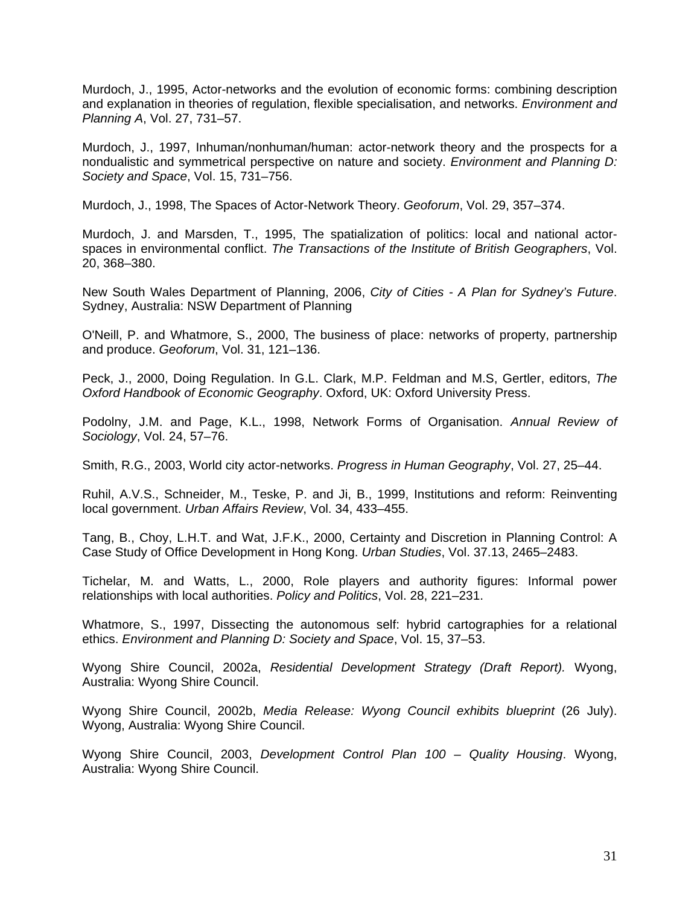Murdoch, J., 1995, Actor-networks and the evolution of economic forms: combining description and explanation in theories of regulation, flexible specialisation, and networks. *Environment and Planning A*, Vol. 27, 731–57.

Murdoch, J., 1997, Inhuman/nonhuman/human: actor-network theory and the prospects for a nondualistic and symmetrical perspective on nature and society. *Environment and Planning D: Society and Space*, Vol. 15, 731–756.

Murdoch, J., 1998, The Spaces of Actor-Network Theory. *Geoforum*, Vol. 29, 357–374.

Murdoch, J. and Marsden, T., 1995, The spatialization of politics: local and national actor-spaces in environmental conflict. *The Transactions of the Institute of British Geographers*, Vol. 20, 368–380.

New South Wales Department of Planning, 2006, *City of Cities - A Plan for Sydney's Future*. Sydney, Australia: NSW Department of Planning

O'Neill, P. and Whatmore, S., 2000, The business of place: networks of property, partnership and produce. *Geoforum*, Vol. 31, 121–136.

Peck, J., 2000, Doing Regulation. In G.L. Clark, M.P. Feldman and M.S, Gertler, editors, *The Oxford Handbook of Economic Geography*. Oxford, UK: Oxford University Press.

Podolny, J.M. and Page, K.L., 1998, Network Forms of Organisation. *Annual Review of Sociology*, Vol. 24, 57–76.

Smith, R.G., 2003, World city actor-networks. *Progress in Human Geography*, Vol. 27, 25–44.

Ruhil, A.V.S., Schneider, M., Teske, P. and Ji, B., 1999, Institutions and reform: Reinventing local government. *Urban Affairs Review*, Vol. 34, 433–455.

Tang, B., Choy, L.H.T. and Wat, J.F.K., 2000, Certainty and Discretion in Planning Control: A Case Study of Office Development in Hong Kong. *Urban Studies*, Vol. 37.13, 2465–2483.

Tichelar, M. and Watts, L., 2000, Role players and authority figures: Informal power relationships with local authorities. *Policy and Politics*, Vol. 28, 221–231.

Whatmore, S., 1997, Dissecting the autonomous self: hybrid cartographies for a relational ethics. *Environment and Planning D: Society and Space*, Vol. 15, 37–53.

Wyong Shire Council, 2002a, *Residential Development Strategy (Draft Report).* Wyong, Australia: Wyong Shire Council.

Wyong Shire Council, 2002b, *Media Release: Wyong Council exhibits blueprint* (26 July). Wyong, Australia: Wyong Shire Council.

Wyong Shire Council, 2003, *Development Control Plan 100 – Quality Housing*. Wyong, Australia: Wyong Shire Council.